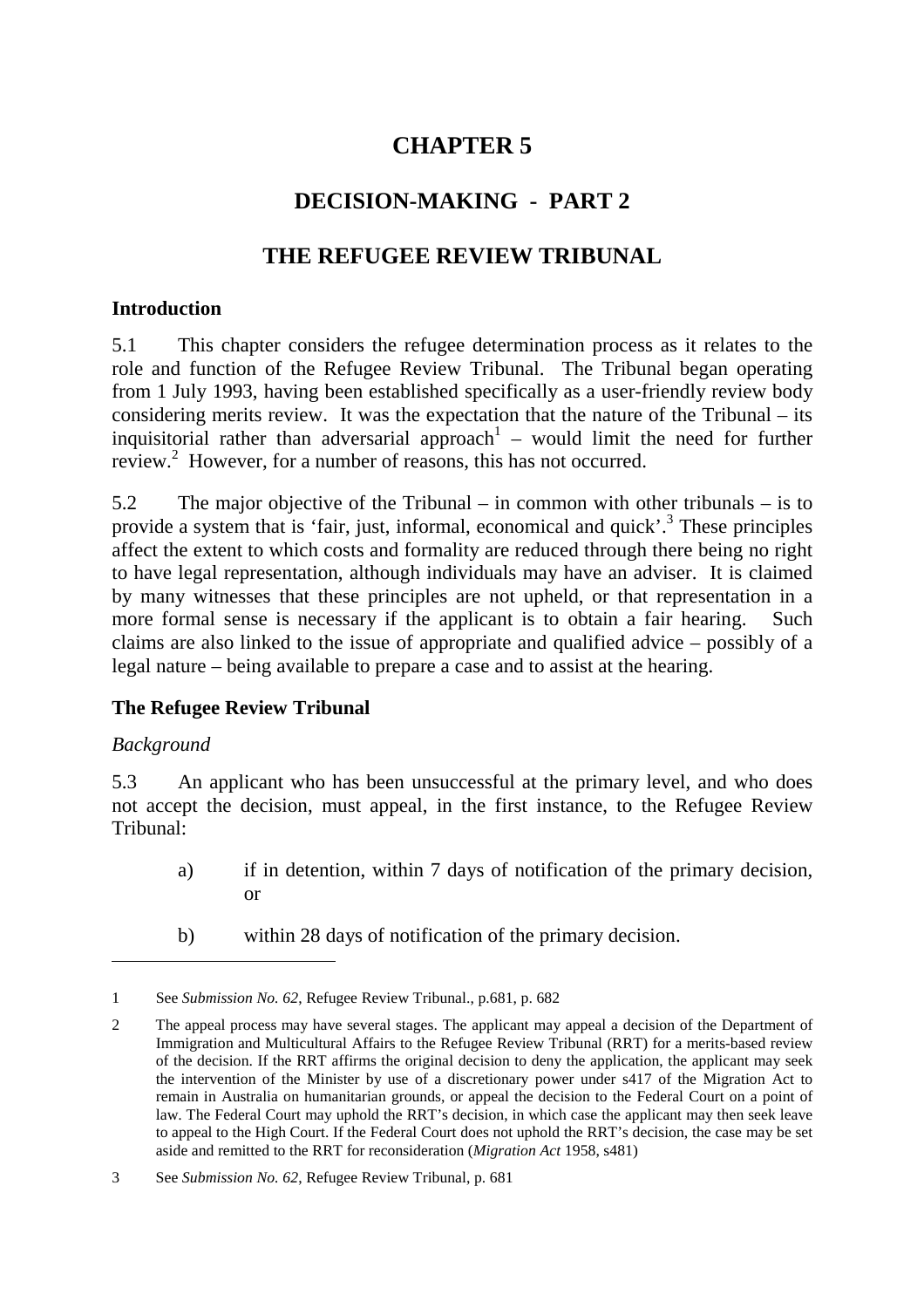# CHAPTER 5

## DECISION-MAKING - PART 2

## THE REFUGEE REVIEW TRIBUNAL

### Introduction

5.1 This chapter considers the refugee determination process as it relates to the role and function of the Refugee Review Tribunal. The Tribunal began operating from 1 July 1993, having been established specifically as a user-friendly review body considering merits review. It was the expectation that the nature of the Tribunal – its inquisitorial rather than adversarial approach[1] – would limit the need for further review.[2] However, for a number of reasons, this has not occurred.

5.2 The major objective of the Tribunal – in common with other tribunals – is to provide a system that is 'fair, just, informal, economical and quick'.[3] These principles affect the extent to which costs and formality are reduced through there being no right to have legal representation, although individuals may have an adviser. It is claimed by many witnesses that these principles are not upheld, or that representation in a more formal sense is necessary if the applicant is to obtain a fair hearing. Such claims are also linked to the issue of appropriate and qualified advice – possibly of a legal nature – being available to prepare a case and to assist at the hearing.

### The Refugee Review Tribunal

*Background*

5.3 An applicant who has been unsuccessful at the primary level, and who does not accept the decision, must appeal, in the first instance, to the Refugee Review Tribunal:

a) if in detention, within 7 days of notification of the primary decision, or

b) within 28 days of notification of the primary decision.

---

1 See *Submission No. 62*, Refugee Review Tribunal., p.681, p. 682

2 The appeal process may have several stages. The applicant may appeal a decision of the Department of Immigration and Multicultural Affairs to the Refugee Review Tribunal (RRT) for a merits-based review of the decision. If the RRT affirms the original decision to deny the application, the applicant may seek the intervention of the Minister by use of a discretionary power under s417 of the Migration Act to remain in Australia on humanitarian grounds, or appeal the decision to the Federal Court on a point of law. The Federal Court may uphold the RRT's decision, in which case the applicant may then seek leave to appeal to the High Court. If the Federal Court does not uphold the RRT's decision, the case may be set aside and remitted to the RRT for reconsideration (*Migration Act* 1958, s481)

3 See *Submission No. 62*, Refugee Review Tribunal, p. 681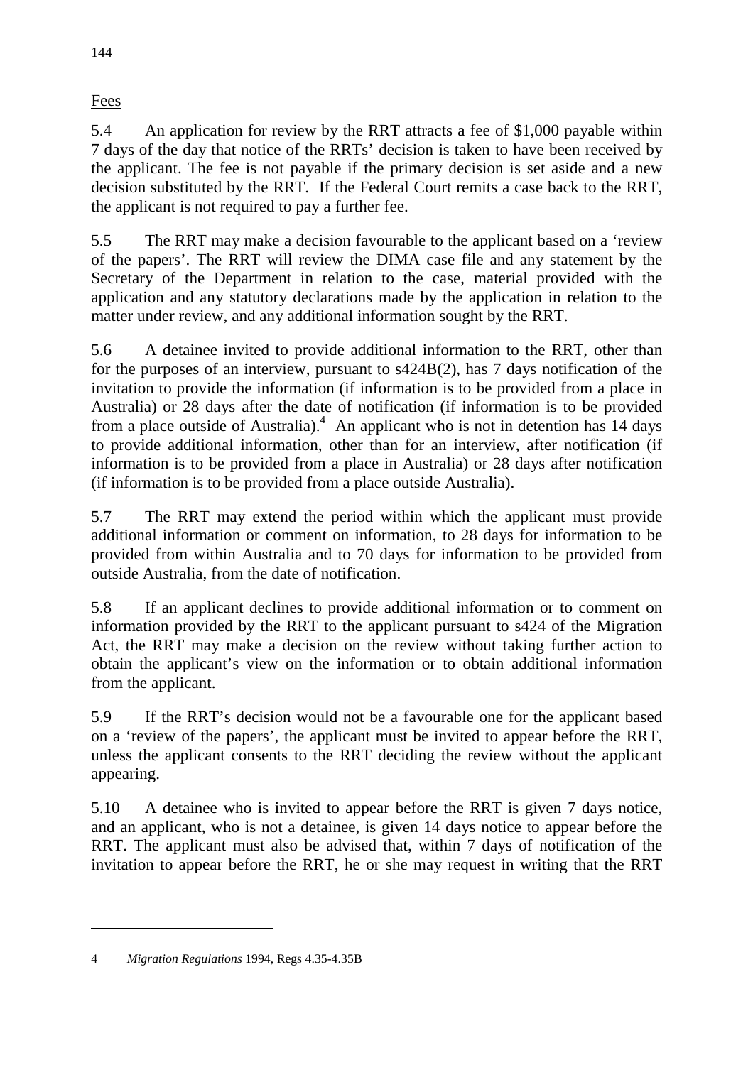Fees

5.4 An application for review by the RRT attracts a fee of $1,000 payable within 7 days of the day that notice of the RRTs' decision is taken to have been received by the applicant. The fee is not payable if the primary decision is set aside and a new decision substituted by the RRT. If the Federal Court remits a case back to the RRT, the applicant is not required to pay a further fee.

5.5 The RRT may make a decision favourable to the applicant based on a 'review of the papers'. The RRT will review the DIMA case file and any statement by the Secretary of the Department in relation to the case, material provided with the application and any statutory declarations made by the application in relation to the matter under review, and any additional information sought by the RRT.

5.6 A detainee invited to provide additional information to the RRT, other than for the purposes of an interview, pursuant to s424B(2), has 7 days notification of the invitation to provide the information (if information is to be provided from a place in Australia) or 28 days after the date of notification (if information is to be provided from a place outside of Australia).[4] An applicant who is not in detention has 14 days to provide additional information, other than for an interview, after notification (if information is to be provided from a place in Australia) or 28 days after notification (if information is to be provided from a place outside Australia).

5.7 The RRT may extend the period within which the applicant must provide additional information or comment on information, to 28 days for information to be provided from within Australia and to 70 days for information to be provided from outside Australia, from the date of notification.

5.8 If an applicant declines to provide additional information or to comment on information provided by the RRT to the applicant pursuant to s424 of the Migration Act, the RRT may make a decision on the review without taking further action to obtain the applicant's view on the information or to obtain additional information from the applicant.

5.9 If the RRT's decision would not be a favourable one for the applicant based on a 'review of the papers', the applicant must be invited to appear before the RRT, unless the applicant consents to the RRT deciding the review without the applicant appearing.

5.10 A detainee who is invited to appear before the RRT is given 7 days notice, and an applicant, who is not a detainee, is given 14 days notice to appear before the RRT. The applicant must also be advised that, within 7 days of notification of the invitation to appear before the RRT, he or she may request in writing that the RRT

---

4 *Migration Regulations* 1994, Regs 4.35-4.35B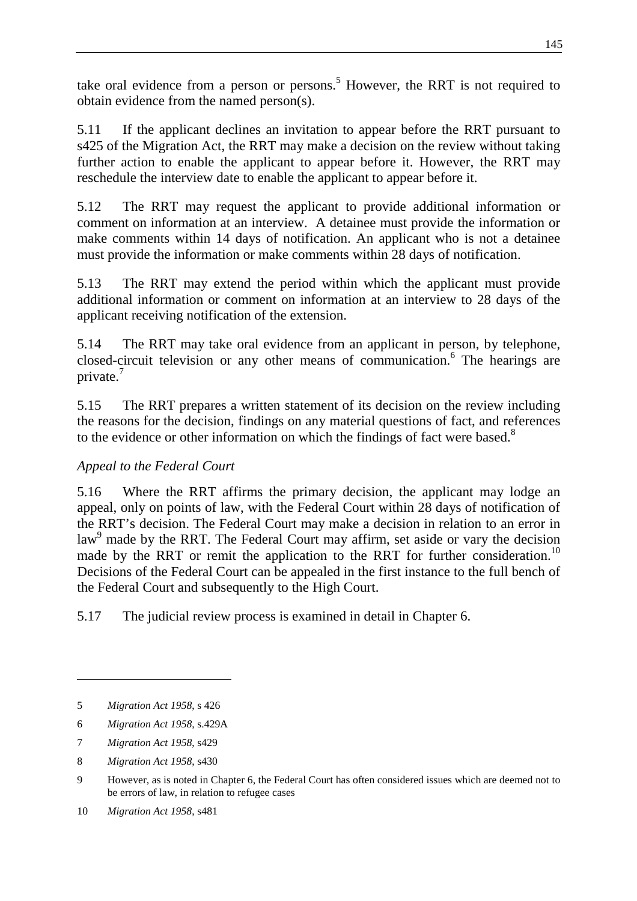take oral evidence from a person or persons.[5] However, the RRT is not required to obtain evidence from the named person(s).

5.11 If the applicant declines an invitation to appear before the RRT pursuant to s425 of the Migration Act, the RRT may make a decision on the review without taking further action to enable the applicant to appear before it. However, the RRT may reschedule the interview date to enable the applicant to appear before it.

5.12 The RRT may request the applicant to provide additional information or comment on information at an interview. A detainee must provide the information or make comments within 14 days of notification. An applicant who is not a detainee must provide the information or make comments within 28 days of notification.

5.13 The RRT may extend the period within which the applicant must provide additional information or comment on information at an interview to 28 days of the applicant receiving notification of the extension.

5.14 The RRT may take oral evidence from an applicant in person, by telephone, closed-circuit television or any other means of communication.[6] The hearings are private.[7]

5.15 The RRT prepares a written statement of its decision on the review including the reasons for the decision, findings on any material questions of fact, and references to the evidence or other information on which the findings of fact were based.[8]

*Appeal to the Federal Court*

5.16 Where the RRT affirms the primary decision, the applicant may lodge an appeal, only on points of law, with the Federal Court within 28 days of notification of the RRT's decision. The Federal Court may make a decision in relation to an error in law[9] made by the RRT. The Federal Court may affirm, set aside or vary the decision made by the RRT or remit the application to the RRT for further consideration.[10] Decisions of the Federal Court can be appealed in the first instance to the full bench of the Federal Court and subsequently to the High Court.

5.17 The judicial review process is examined in detail in Chapter 6.

---

5 *Migration Act 1958*, s 426

6 *Migration Act 1958*, s.429A

7 *Migration Act 1958*, s429

8 *Migration Act 1958*, s430

9 However, as is noted in Chapter 6, the Federal Court has often considered issues which are deemed not to be errors of law, in relation to refugee cases

10 *Migration Act 1958*, s481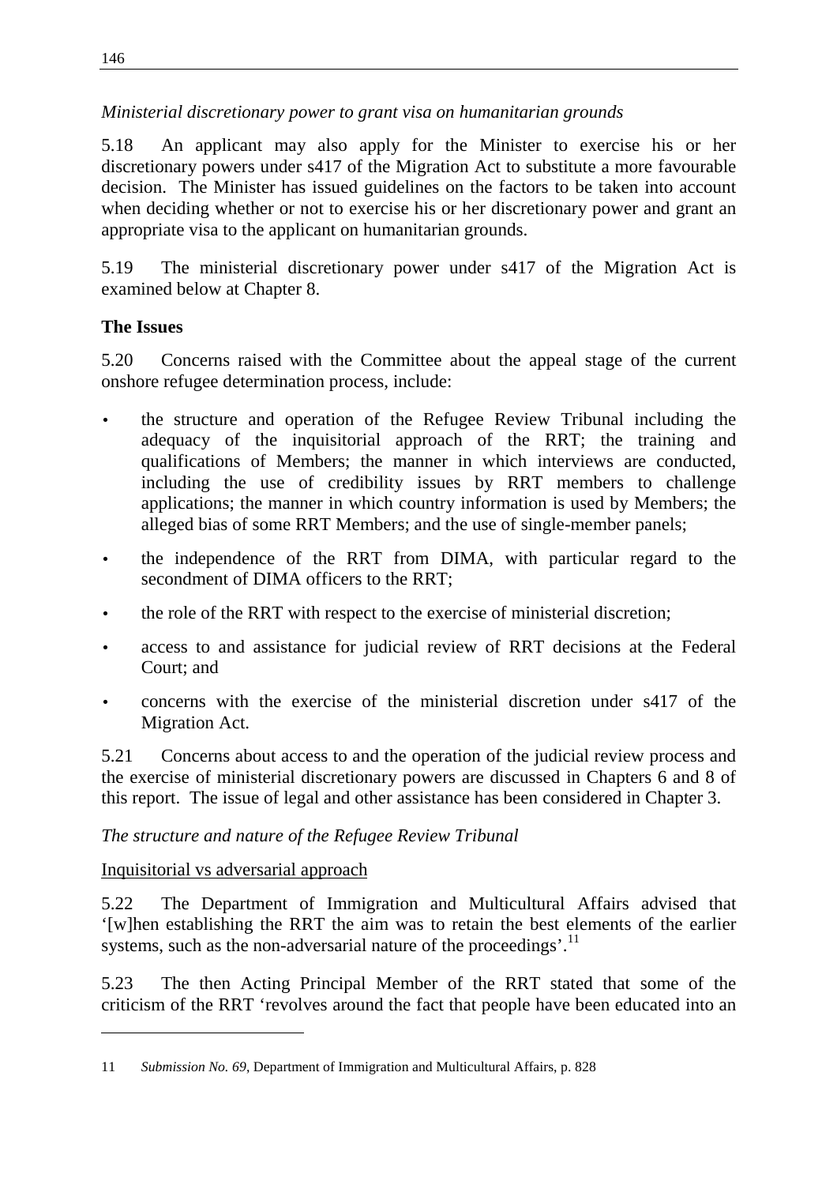*Ministerial discretionary power to grant visa on humanitarian grounds*

5.18 An applicant may also apply for the Minister to exercise his or her discretionary powers under s417 of the Migration Act to substitute a more favourable decision. The Minister has issued guidelines on the factors to be taken into account when deciding whether or not to exercise his or her discretionary power and grant an appropriate visa to the applicant on humanitarian grounds.

5.19 The ministerial discretionary power under s417 of the Migration Act is examined below at Chapter 8.

**The Issues**

5.20 Concerns raised with the Committee about the appeal stage of the current onshore refugee determination process, include:

- the structure and operation of the Refugee Review Tribunal including the adequacy of the inquisitorial approach of the RRT; the training and qualifications of Members; the manner in which interviews are conducted, including the use of credibility issues by RRT members to challenge applications; the manner in which country information is used by Members; the alleged bias of some RRT Members; and the use of single-member panels;
- the independence of the RRT from DIMA, with particular regard to the secondment of DIMA officers to the RRT;
- the role of the RRT with respect to the exercise of ministerial discretion;
- access to and assistance for judicial review of RRT decisions at the Federal Court; and
- concerns with the exercise of the ministerial discretion under s417 of the Migration Act.

5.21 Concerns about access to and the operation of the judicial review process and the exercise of ministerial discretionary powers are discussed in Chapters 6 and 8 of this report. The issue of legal and other assistance has been considered in Chapter 3.

*The structure and nature of the Refugee Review Tribunal*

<u>Inquisitorial vs adversarial approach</u>

5.22 The Department of Immigration and Multicultural Affairs advised that '[w]hen establishing the RRT the aim was to retain the best elements of the earlier systems, such as the non-adversarial nature of the proceedings'.[11]

5.23 The then Acting Principal Member of the RRT stated that some of the criticism of the RRT 'revolves around the fact that people have been educated into an

---

11 *Submission No. 69*, Department of Immigration and Multicultural Affairs, p. 828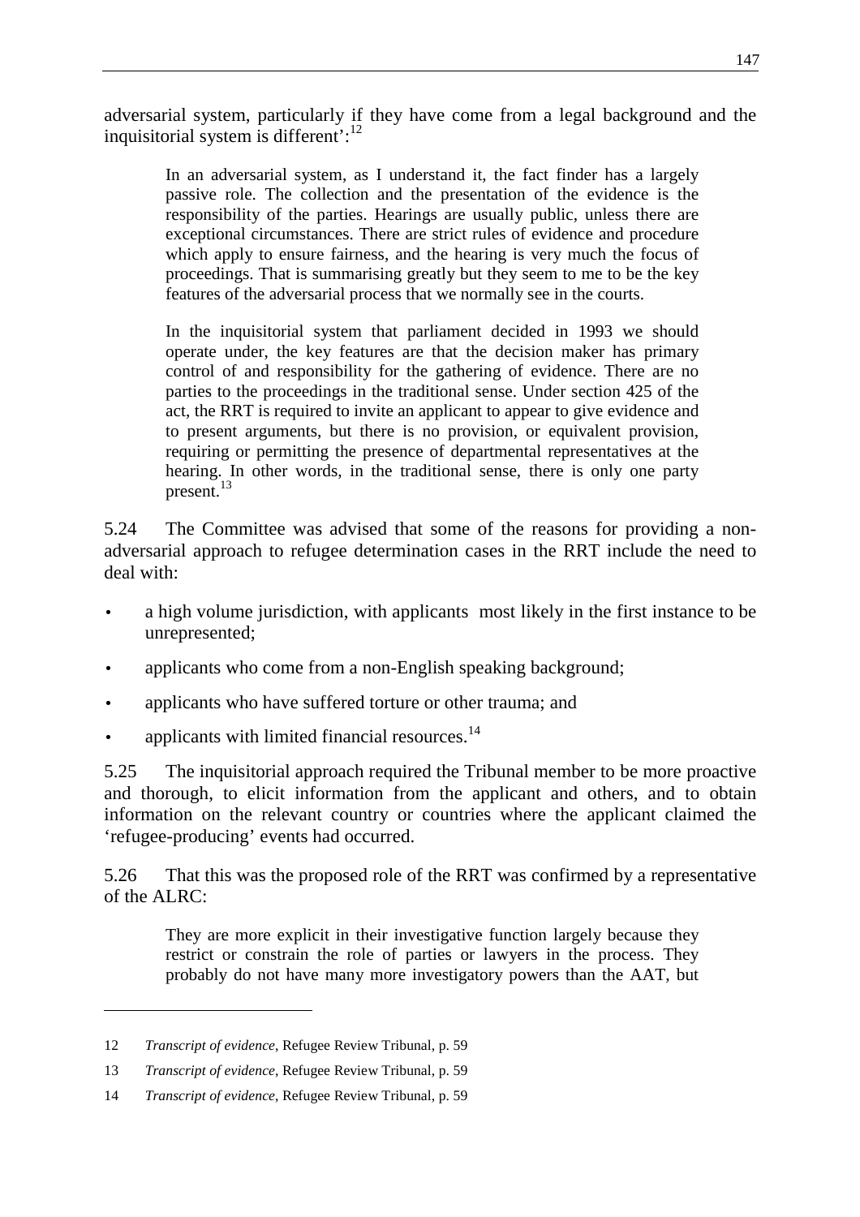adversarial system, particularly if they have come from a legal background and the inquisitorial system is different':[12]

> In an adversarial system, as I understand it, the fact finder has a largely passive role. The collection and the presentation of the evidence is the responsibility of the parties. Hearings are usually public, unless there are exceptional circumstances. There are strict rules of evidence and procedure which apply to ensure fairness, and the hearing is very much the focus of proceedings. That is summarising greatly but they seem to me to be the key features of the adversarial process that we normally see in the courts.
>
> In the inquisitorial system that parliament decided in 1993 we should operate under, the key features are that the decision maker has primary control of and responsibility for the gathering of evidence. There are no parties to the proceedings in the traditional sense. Under section 425 of the act, the RRT is required to invite an applicant to appear to give evidence and to present arguments, but there is no provision, or equivalent provision, requiring or permitting the presence of departmental representatives at the hearing. In other words, in the traditional sense, there is only one party present.[13]

5.24 The Committee was advised that some of the reasons for providing a non-adversarial approach to refugee determination cases in the RRT include the need to deal with:

- a high volume jurisdiction, with applicants most likely in the first instance to be unrepresented;
- applicants who come from a non-English speaking background;
- applicants who have suffered torture or other trauma; and
- applicants with limited financial resources.[14]

5.25 The inquisitorial approach required the Tribunal member to be more proactive and thorough, to elicit information from the applicant and others, and to obtain information on the relevant country or countries where the applicant claimed the 'refugee-producing' events had occurred.

5.26 That this was the proposed role of the RRT was confirmed by a representative of the ALRC:

> They are more explicit in their investigative function largely because they restrict or constrain the role of parties or lawyers in the process. They probably do not have many more investigatory powers than the AAT, but

---

12 *Transcript of evidence*, Refugee Review Tribunal, p. 59

13 *Transcript of evidence*, Refugee Review Tribunal, p. 59

14 *Transcript of evidence*, Refugee Review Tribunal, p. 59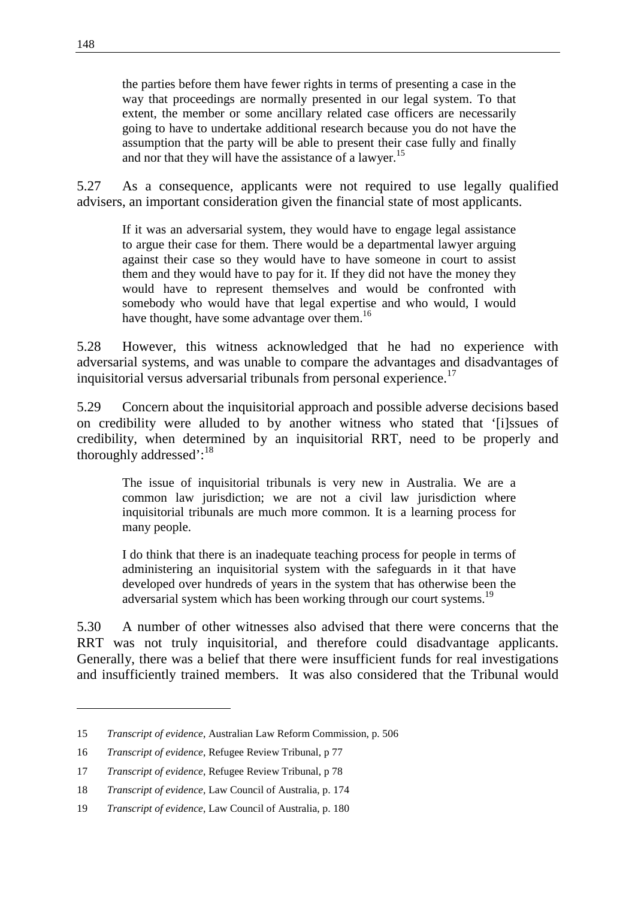> the parties before them have fewer rights in terms of presenting a case in the way that proceedings are normally presented in our legal system. To that extent, the member or some ancillary related case officers are necessarily going to have to undertake additional research because you do not have the assumption that the party will be able to present their case fully and finally and nor that they will have the assistance of a lawyer.[15]

5.27 As a consequence, applicants were not required to use legally qualified advisers, an important consideration given the financial state of most applicants.

> If it was an adversarial system, they would have to engage legal assistance to argue their case for them. There would be a departmental lawyer arguing against their case so they would have to have someone in court to assist them and they would have to pay for it. If they did not have the money they would have to represent themselves and would be confronted with somebody who would have that legal expertise and who would, I would have thought, have some advantage over them.[16]

5.28 However, this witness acknowledged that he had no experience with adversarial systems, and was unable to compare the advantages and disadvantages of inquisitorial versus adversarial tribunals from personal experience.[17]

5.29 Concern about the inquisitorial approach and possible adverse decisions based on credibility were alluded to by another witness who stated that '[i]ssues of credibility, when determined by an inquisitorial RRT, need to be properly and thoroughly addressed':[18]

> The issue of inquisitorial tribunals is very new in Australia. We are a common law jurisdiction; we are not a civil law jurisdiction where inquisitorial tribunals are much more common. It is a learning process for many people.
>
> I do think that there is an inadequate teaching process for people in terms of administering an inquisitorial system with the safeguards in it that have developed over hundreds of years in the system that has otherwise been the adversarial system which has been working through our court systems.[19]

5.30 A number of other witnesses also advised that there were concerns that the RRT was not truly inquisitorial, and therefore could disadvantage applicants. Generally, there was a belief that there were insufficient funds for real investigations and insufficiently trained members. It was also considered that the Tribunal would

---

15 *Transcript of evidence*, Australian Law Reform Commission, p. 506

16 *Transcript of evidence*, Refugee Review Tribunal, p 77

17 *Transcript of evidence*, Refugee Review Tribunal, p 78

18 *Transcript of evidence*, Law Council of Australia, p. 174

19 *Transcript of evidence*, Law Council of Australia, p. 180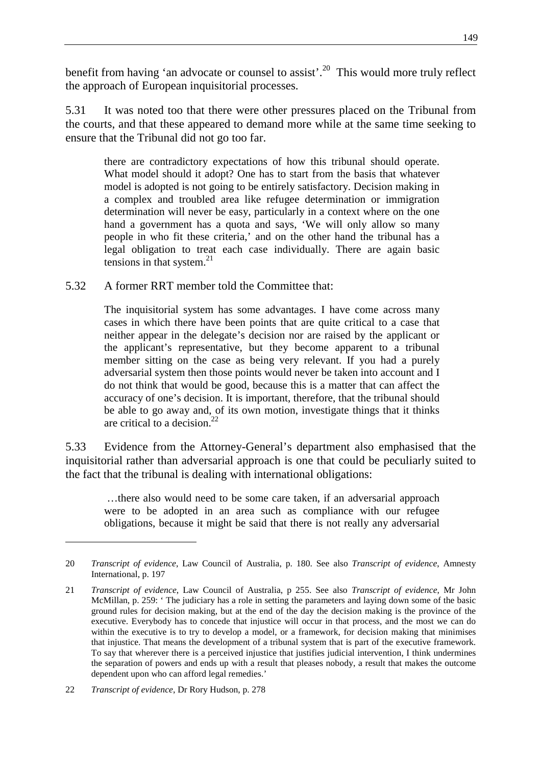benefit from having 'an advocate or counsel to assist'.[20] This would more truly reflect the approach of European inquisitorial processes.

5.31 It was noted too that there were other pressures placed on the Tribunal from the courts, and that these appeared to demand more while at the same time seeking to ensure that the Tribunal did not go too far.

> there are contradictory expectations of how this tribunal should operate. What model should it adopt? One has to start from the basis that whatever model is adopted is not going to be entirely satisfactory. Decision making in a complex and troubled area like refugee determination or immigration determination will never be easy, particularly in a context where on the one hand a government has a quota and says, 'We will only allow so many people in who fit these criteria,' and on the other hand the tribunal has a legal obligation to treat each case individually. There are again basic tensions in that system.[21]

5.32 A former RRT member told the Committee that:

> The inquisitorial system has some advantages. I have come across many cases in which there have been points that are quite critical to a case that neither appear in the delegate's decision nor are raised by the applicant or the applicant's representative, but they become apparent to a tribunal member sitting on the case as being very relevant. If you had a purely adversarial system then those points would never be taken into account and I do not think that would be good, because this is a matter that can affect the accuracy of one's decision. It is important, therefore, that the tribunal should be able to go away and, of its own motion, investigate things that it thinks are critical to a decision.[22]

5.33 Evidence from the Attorney-General's department also emphasised that the inquisitorial rather than adversarial approach is one that could be peculiarly suited to the fact that the tribunal is dealing with international obligations:

> …there also would need to be some care taken, if an adversarial approach were to be adopted in an area such as compliance with our refugee obligations, because it might be said that there is not really any adversarial

---

20 *Transcript of evidence*, Law Council of Australia, p. 180. See also *Transcript of evidence*, Amnesty International, p. 197

21 *Transcript of evidence*, Law Council of Australia, p 255. See also *Transcript of evidence*, Mr John McMillan, p. 259: ' The judiciary has a role in setting the parameters and laying down some of the basic ground rules for decision making, but at the end of the day the decision making is the province of the executive. Everybody has to concede that injustice will occur in that process, and the most we can do within the executive is to try to develop a model, or a framework, for decision making that minimises that injustice. That means the development of a tribunal system that is part of the executive framework. To say that wherever there is a perceived injustice that justifies judicial intervention, I think undermines the separation of powers and ends up with a result that pleases nobody, a result that makes the outcome dependent upon who can afford legal remedies.'

22 *Transcript of evidence*, Dr Rory Hudson, p. 278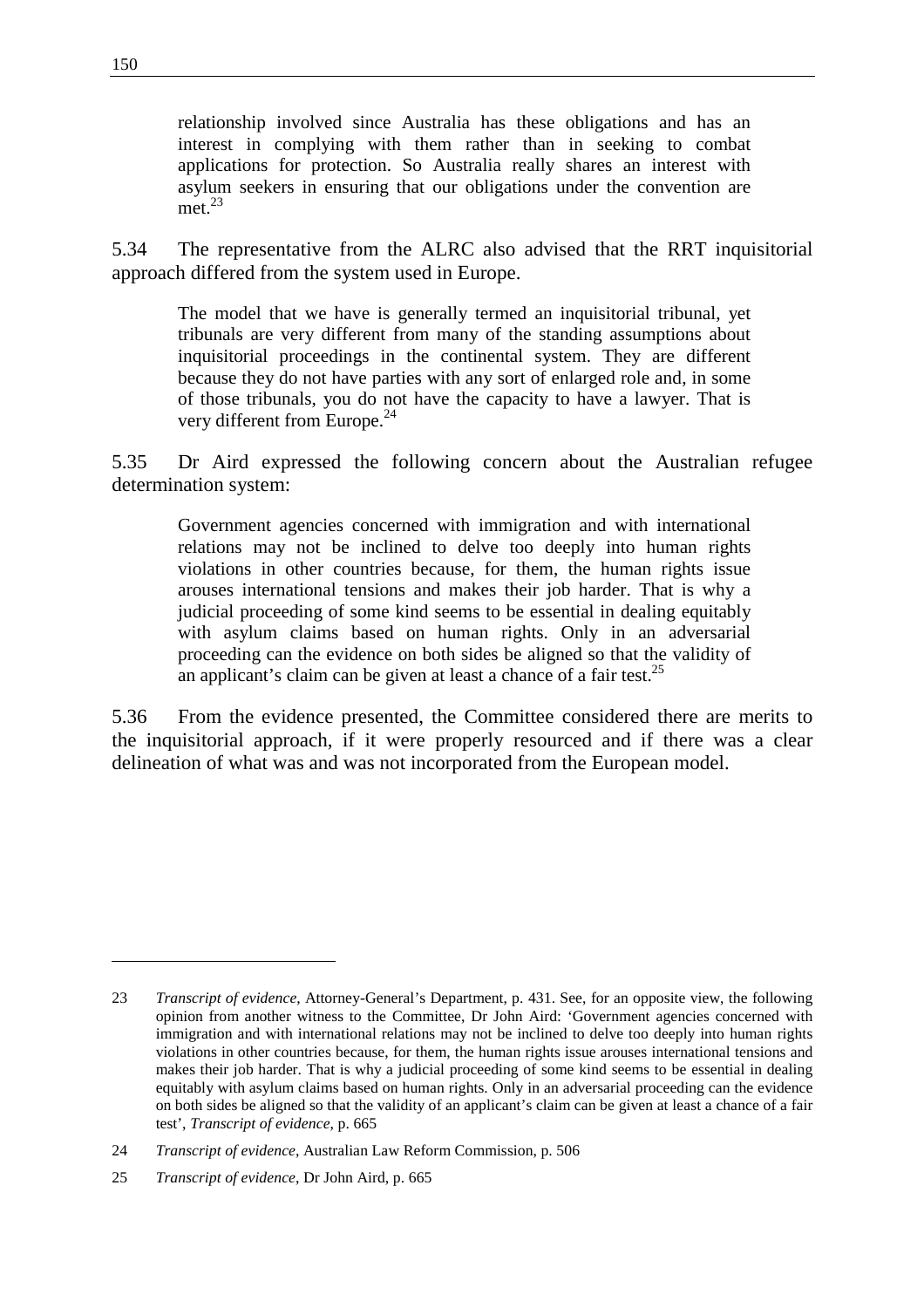relationship involved since Australia has these obligations and has an interest in complying with them rather than in seeking to combat applications for protection. So Australia really shares an interest with asylum seekers in ensuring that our obligations under the convention are met.[23]

5.34 The representative from the ALRC also advised that the RRT inquisitorial approach differed from the system used in Europe.

> The model that we have is generally termed an inquisitorial tribunal, yet tribunals are very different from many of the standing assumptions about inquisitorial proceedings in the continental system. They are different because they do not have parties with any sort of enlarged role and, in some of those tribunals, you do not have the capacity to have a lawyer. That is very different from Europe.[24]

5.35 Dr Aird expressed the following concern about the Australian refugee determination system:

> Government agencies concerned with immigration and with international relations may not be inclined to delve too deeply into human rights violations in other countries because, for them, the human rights issue arouses international tensions and makes their job harder. That is why a judicial proceeding of some kind seems to be essential in dealing equitably with asylum claims based on human rights. Only in an adversarial proceeding can the evidence on both sides be aligned so that the validity of an applicant's claim can be given at least a chance of a fair test.[25]

5.36 From the evidence presented, the Committee considered there are merits to the inquisitorial approach, if it were properly resourced and if there was a clear delineation of what was and was not incorporated from the European model.

---

23 *Transcript of evidence*, Attorney-General's Department, p. 431. See, for an opposite view, the following opinion from another witness to the Committee, Dr John Aird: 'Government agencies concerned with immigration and with international relations may not be inclined to delve too deeply into human rights violations in other countries because, for them, the human rights issue arouses international tensions and makes their job harder. That is why a judicial proceeding of some kind seems to be essential in dealing equitably with asylum claims based on human rights. Only in an adversarial proceeding can the evidence on both sides be aligned so that the validity of an applicant's claim can be given at least a chance of a fair test', *Transcript of evidence*, p. 665

24 *Transcript of evidence*, Australian Law Reform Commission, p. 506

25 *Transcript of evidence*, Dr John Aird, p. 665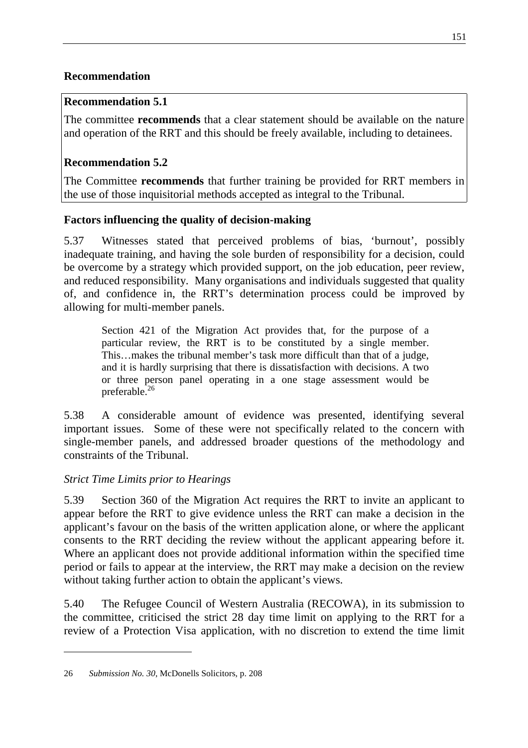### Recommendation

**Recommendation 5.1**

The committee **recommends** that a clear statement should be available on the nature and operation of the RRT and this should be freely available, including to detainees.

**Recommendation 5.2**

The Committee **recommends** that further training be provided for RRT members in the use of those inquisitorial methods accepted as integral to the Tribunal.

### Factors influencing the quality of decision-making

5.37 Witnesses stated that perceived problems of bias, 'burnout', possibly inadequate training, and having the sole burden of responsibility for a decision, could be overcome by a strategy which provided support, on the job education, peer review, and reduced responsibility. Many organisations and individuals suggested that quality of, and confidence in, the RRT's determination process could be improved by allowing for multi-member panels.

> Section 421 of the Migration Act provides that, for the purpose of a particular review, the RRT is to be constituted by a single member. This…makes the tribunal member's task more difficult than that of a judge, and it is hardly surprising that there is dissatisfaction with decisions. A two or three person panel operating in a one stage assessment would be preferable.[26]

5.38 A considerable amount of evidence was presented, identifying several important issues. Some of these were not specifically related to the concern with single-member panels, and addressed broader questions of the methodology and constraints of the Tribunal.

*Strict Time Limits prior to Hearings*

5.39 Section 360 of the Migration Act requires the RRT to invite an applicant to appear before the RRT to give evidence unless the RRT can make a decision in the applicant's favour on the basis of the written application alone, or where the applicant consents to the RRT deciding the review without the applicant appearing before it. Where an applicant does not provide additional information within the specified time period or fails to appear at the interview, the RRT may make a decision on the review without taking further action to obtain the applicant's views.

5.40 The Refugee Council of Western Australia (RECOWA), in its submission to the committee, criticised the strict 28 day time limit on applying to the RRT for a review of a Protection Visa application, with no discretion to extend the time limit

---

26 *Submission No. 30*, McDonells Solicitors, p. 208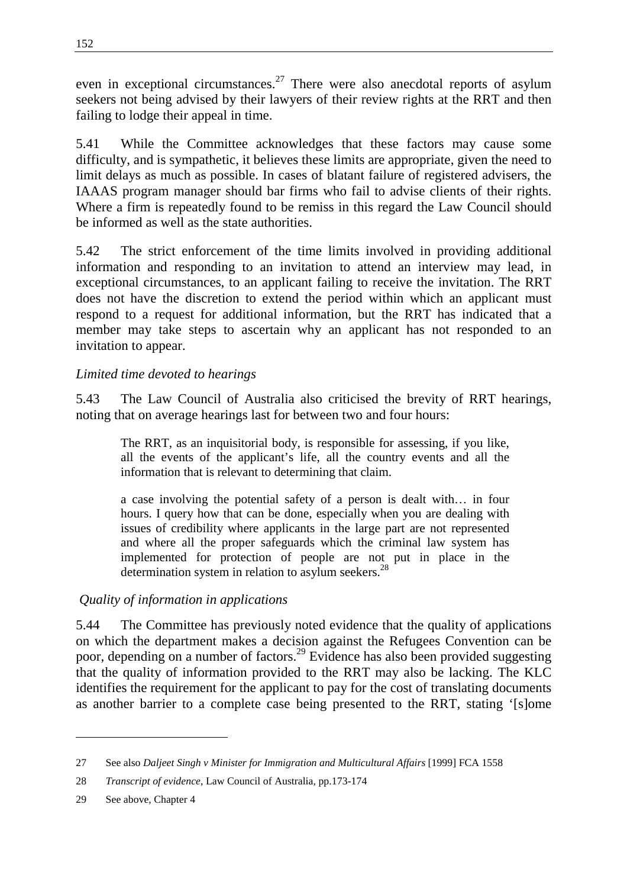even in exceptional circumstances.[27] There were also anecdotal reports of asylum seekers not being advised by their lawyers of their review rights at the RRT and then failing to lodge their appeal in time.

5.41 While the Committee acknowledges that these factors may cause some difficulty, and is sympathetic, it believes these limits are appropriate, given the need to limit delays as much as possible. In cases of blatant failure of registered advisers, the IAAAS program manager should bar firms who fail to advise clients of their rights. Where a firm is repeatedly found to be remiss in this regard the Law Council should be informed as well as the state authorities.

5.42 The strict enforcement of the time limits involved in providing additional information and responding to an invitation to attend an interview may lead, in exceptional circumstances, to an applicant failing to receive the invitation. The RRT does not have the discretion to extend the period within which an applicant must respond to a request for additional information, but the RRT has indicated that a member may take steps to ascertain why an applicant has not responded to an invitation to appear.

*Limited time devoted to hearings*

5.43 The Law Council of Australia also criticised the brevity of RRT hearings, noting that on average hearings last for between two and four hours:

> The RRT, as an inquisitorial body, is responsible for assessing, if you like, all the events of the applicant's life, all the country events and all the information that is relevant to determining that claim.
>
> a case involving the potential safety of a person is dealt with… in four hours. I query how that can be done, especially when you are dealing with issues of credibility where applicants in the large part are not represented and where all the proper safeguards which the criminal law system has implemented for protection of people are not put in place in the determination system in relation to asylum seekers.[28]

*Quality of information in applications*

5.44 The Committee has previously noted evidence that the quality of applications on which the department makes a decision against the Refugees Convention can be poor, depending on a number of factors.[29] Evidence has also been provided suggesting that the quality of information provided to the RRT may also be lacking. The KLC identifies the requirement for the applicant to pay for the cost of translating documents as another barrier to a complete case being presented to the RRT, stating '[s]ome

---

27 See also *Daljeet Singh v Minister for Immigration and Multicultural Affairs* [1999] FCA 1558

28 *Transcript of evidence*, Law Council of Australia, pp.173-174

29 See above, Chapter 4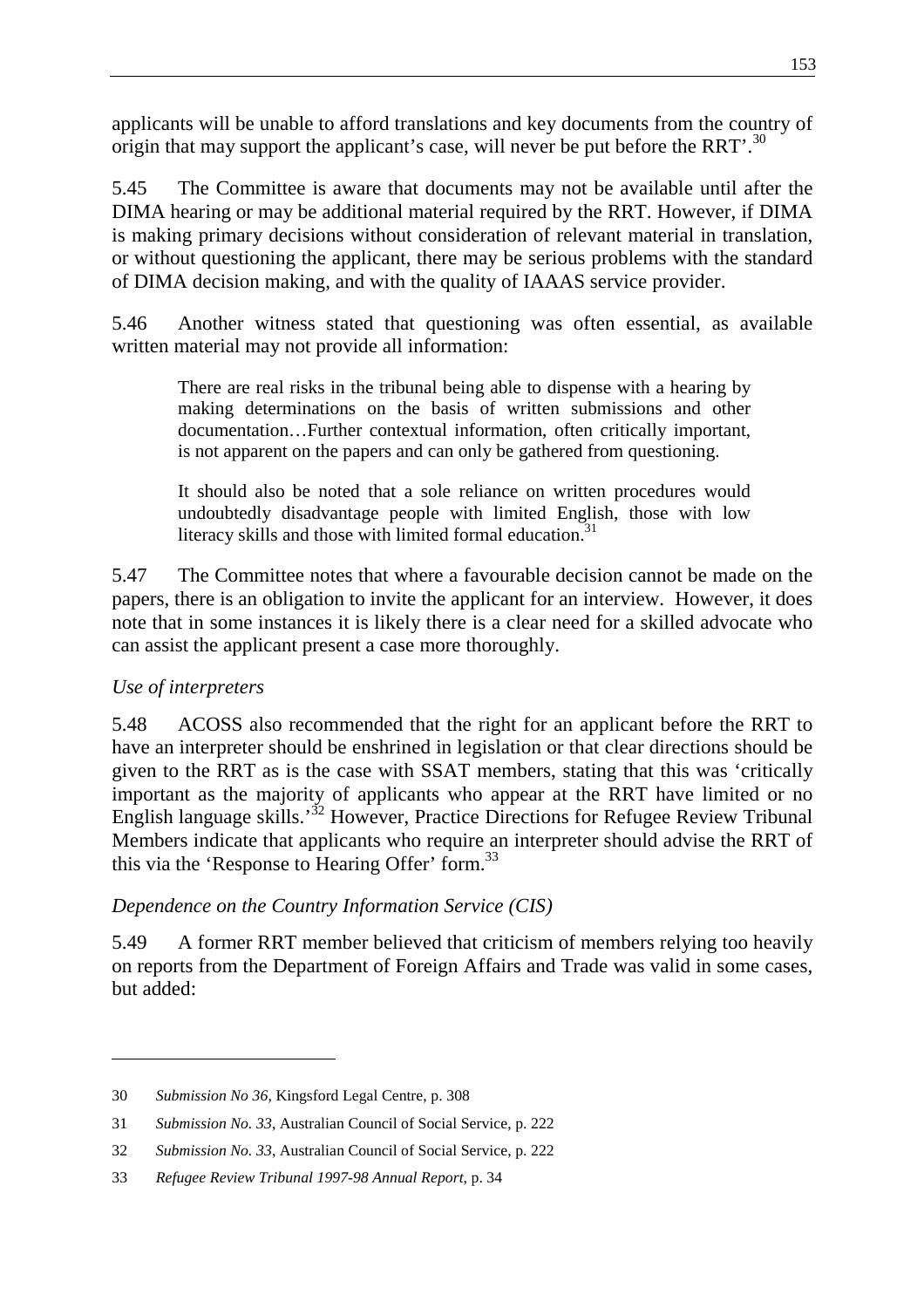applicants will be unable to afford translations and key documents from the country of origin that may support the applicant's case, will never be put before the RRT'.[30]

5.45 The Committee is aware that documents may not be available until after the DIMA hearing or may be additional material required by the RRT. However, if DIMA is making primary decisions without consideration of relevant material in translation, or without questioning the applicant, there may be serious problems with the standard of DIMA decision making, and with the quality of IAAAS service provider.

5.46 Another witness stated that questioning was often essential, as available written material may not provide all information:

> There are real risks in the tribunal being able to dispense with a hearing by making determinations on the basis of written submissions and other documentation…Further contextual information, often critically important, is not apparent on the papers and can only be gathered from questioning.
>
> It should also be noted that a sole reliance on written procedures would undoubtedly disadvantage people with limited English, those with low literacy skills and those with limited formal education.[31]

5.47 The Committee notes that where a favourable decision cannot be made on the papers, there is an obligation to invite the applicant for an interview. However, it does note that in some instances it is likely there is a clear need for a skilled advocate who can assist the applicant present a case more thoroughly.

*Use of interpreters*

5.48 ACOSS also recommended that the right for an applicant before the RRT to have an interpreter should be enshrined in legislation or that clear directions should be given to the RRT as is the case with SSAT members, stating that this was 'critically important as the majority of applicants who appear at the RRT have limited or no English language skills.'[32] However, Practice Directions for Refugee Review Tribunal Members indicate that applicants who require an interpreter should advise the RRT of this via the 'Response to Hearing Offer' form.[33]

*Dependence on the Country Information Service (CIS)*

5.49 A former RRT member believed that criticism of members relying too heavily on reports from the Department of Foreign Affairs and Trade was valid in some cases, but added:

---

30 *Submission No 36*, Kingsford Legal Centre, p. 308

31 *Submission No. 33*, Australian Council of Social Service, p. 222

32 *Submission No. 33*, Australian Council of Social Service, p. 222

33 *Refugee Review Tribunal 1997-98 Annual Report*, p. 34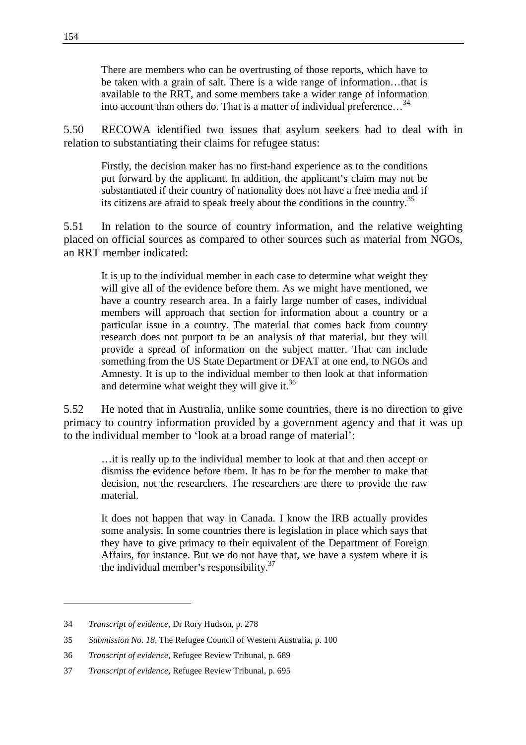> There are members who can be overtrusting of those reports, which have to be taken with a grain of salt. There is a wide range of information…that is available to the RRT, and some members take a wider range of information into account than others do. That is a matter of individual preference…[34]

5.50 RECOWA identified two issues that asylum seekers had to deal with in relation to substantiating their claims for refugee status:

> Firstly, the decision maker has no first-hand experience as to the conditions put forward by the applicant. In addition, the applicant's claim may not be substantiated if their country of nationality does not have a free media and if its citizens are afraid to speak freely about the conditions in the country.[35]

5.51 In relation to the source of country information, and the relative weighting placed on official sources as compared to other sources such as material from NGOs, an RRT member indicated:

> It is up to the individual member in each case to determine what weight they will give all of the evidence before them. As we might have mentioned, we have a country research area. In a fairly large number of cases, individual members will approach that section for information about a country or a particular issue in a country. The material that comes back from country research does not purport to be an analysis of that material, but they will provide a spread of information on the subject matter. That can include something from the US State Department or DFAT at one end, to NGOs and Amnesty. It is up to the individual member to then look at that information and determine what weight they will give it.[36]

5.52 He noted that in Australia, unlike some countries, there is no direction to give primacy to country information provided by a government agency and that it was up to the individual member to 'look at a broad range of material':

> …it is really up to the individual member to look at that and then accept or dismiss the evidence before them. It has to be for the member to make that decision, not the researchers. The researchers are there to provide the raw material.
>
> It does not happen that way in Canada. I know the IRB actually provides some analysis. In some countries there is legislation in place which says that they have to give primacy to their equivalent of the Department of Foreign Affairs, for instance. But we do not have that, we have a system where it is the individual member's responsibility.[37]

---

34 *Transcript of evidence*, Dr Rory Hudson, p. 278

35 *Submission No. 18*, The Refugee Council of Western Australia, p. 100

36 *Transcript of evidence*, Refugee Review Tribunal, p. 689

37 *Transcript of evidence*, Refugee Review Tribunal, p. 695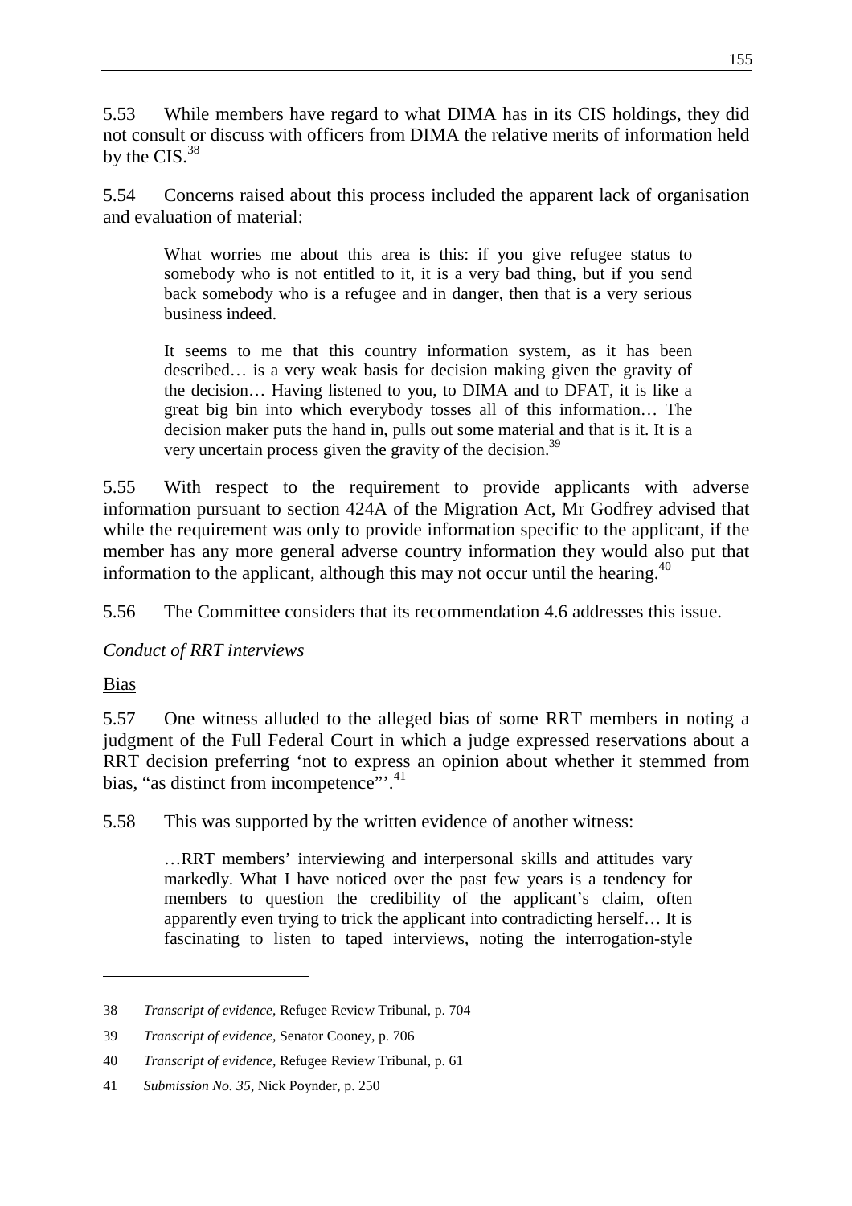5.53 While members have regard to what DIMA has in its CIS holdings, they did not consult or discuss with officers from DIMA the relative merits of information held by the CIS.[38]

5.54 Concerns raised about this process included the apparent lack of organisation and evaluation of material:

> What worries me about this area is this: if you give refugee status to somebody who is not entitled to it, it is a very bad thing, but if you send back somebody who is a refugee and in danger, then that is a very serious business indeed.
>
> It seems to me that this country information system, as it has been described… is a very weak basis for decision making given the gravity of the decision… Having listened to you, to DIMA and to DFAT, it is like a great big bin into which everybody tosses all of this information… The decision maker puts the hand in, pulls out some material and that is it. It is a very uncertain process given the gravity of the decision.[39]

5.55 With respect to the requirement to provide applicants with adverse information pursuant to section 424A of the Migration Act, Mr Godfrey advised that while the requirement was only to provide information specific to the applicant, if the member has any more general adverse country information they would also put that information to the applicant, although this may not occur until the hearing.[40]

5.56 The Committee considers that its recommendation 4.6 addresses this issue.

*Conduct of RRT interviews*

Bias

5.57 One witness alluded to the alleged bias of some RRT members in noting a judgment of the Full Federal Court in which a judge expressed reservations about a RRT decision preferring 'not to express an opinion about whether it stemmed from bias, "as distinct from incompetence"'.[41]

5.58 This was supported by the written evidence of another witness:

> …RRT members' interviewing and interpersonal skills and attitudes vary markedly. What I have noticed over the past few years is a tendency for members to question the credibility of the applicant's claim, often apparently even trying to trick the applicant into contradicting herself… It is fascinating to listen to taped interviews, noting the interrogation-style

---

38 *Transcript of evidence*, Refugee Review Tribunal, p. 704

39 *Transcript of evidence*, Senator Cooney, p. 706

40 *Transcript of evidence*, Refugee Review Tribunal, p. 61

41 *Submission No. 35*, Nick Poynder, p. 250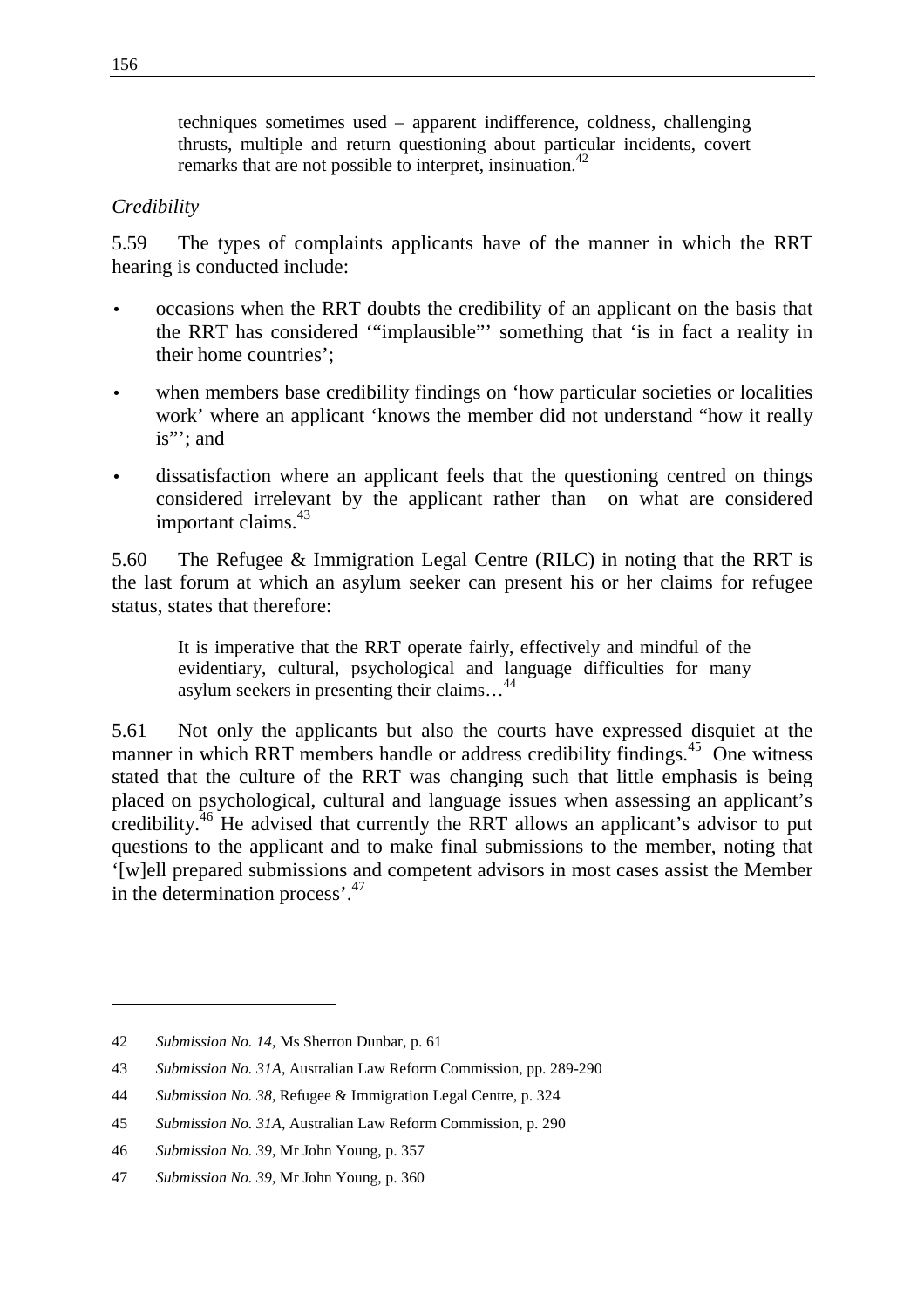> techniques sometimes used – apparent indifference, coldness, challenging thrusts, multiple and return questioning about particular incidents, covert remarks that are not possible to interpret, insinuation.[42]

*Credibility*

5.59 The types of complaints applicants have of the manner in which the RRT hearing is conducted include:

- occasions when the RRT doubts the credibility of an applicant on the basis that the RRT has considered '"implausible"' something that 'is in fact a reality in their home countries';
- when members base credibility findings on 'how particular societies or localities work' where an applicant 'knows the member did not understand "how it really is"'; and
- dissatisfaction where an applicant feels that the questioning centred on things considered irrelevant by the applicant rather than on what are considered important claims.[43]

5.60 The Refugee & Immigration Legal Centre (RILC) in noting that the RRT is the last forum at which an asylum seeker can present his or her claims for refugee status, states that therefore:

> It is imperative that the RRT operate fairly, effectively and mindful of the evidentiary, cultural, psychological and language difficulties for many asylum seekers in presenting their claims…[44]

5.61 Not only the applicants but also the courts have expressed disquiet at the manner in which RRT members handle or address credibility findings.[45] One witness stated that the culture of the RRT was changing such that little emphasis is being placed on psychological, cultural and language issues when assessing an applicant's credibility.[46] He advised that currently the RRT allows an applicant's advisor to put questions to the applicant and to make final submissions to the member, noting that '[w]ell prepared submissions and competent advisors in most cases assist the Member in the determination process'.[47]

---

42 *Submission No. 14*, Ms Sherron Dunbar, p. 61

43 *Submission No. 31A*, Australian Law Reform Commission, pp. 289-290

44 *Submission No. 38*, Refugee & Immigration Legal Centre, p. 324

45 *Submission No. 31A*, Australian Law Reform Commission, p. 290

46 *Submission No. 39*, Mr John Young, p. 357

47 *Submission No. 39*, Mr John Young, p. 360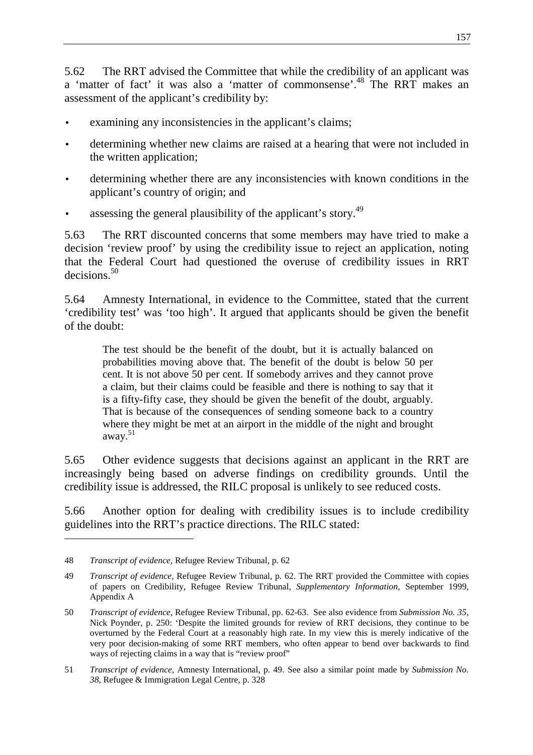5.62 The RRT advised the Committee that while the credibility of an applicant was a 'matter of fact' it was also a 'matter of commonsense'.[48] The RRT makes an assessment of the applicant's credibility by:

- examining any inconsistencies in the applicant's claims;
- determining whether new claims are raised at a hearing that were not included in the written application;
- determining whether there are any inconsistencies with known conditions in the applicant's country of origin; and
- assessing the general plausibility of the applicant's story.[49]

5.63 The RRT discounted concerns that some members may have tried to make a decision 'review proof' by using the credibility issue to reject an application, noting that the Federal Court had questioned the overuse of credibility issues in RRT decisions.[50]

5.64 Amnesty International, in evidence to the Committee, stated that the current 'credibility test' was 'too high'. It argued that applicants should be given the benefit of the doubt:

> The test should be the benefit of the doubt, but it is actually balanced on probabilities moving above that. The benefit of the doubt is below 50 per cent. It is not above 50 per cent. If somebody arrives and they cannot prove a claim, but their claims could be feasible and there is nothing to say that it is a fifty-fifty case, they should be given the benefit of the doubt, arguably. That is because of the consequences of sending someone back to a country where they might be met at an airport in the middle of the night and brought away.[51]

5.65 Other evidence suggests that decisions against an applicant in the RRT are increasingly being based on adverse findings on credibility grounds. Until the credibility issue is addressed, the RILC proposal is unlikely to see reduced costs.

5.66 Another option for dealing with credibility issues is to include credibility guidelines into the RRT's practice directions. The RILC stated:

---

48 *Transcript of evidence*, Refugee Review Tribunal, p. 62

49 *Transcript of evidence*, Refugee Review Tribunal, p. 62. The RRT provided the Committee with copies of papers on Credibility, Refugee Review Tribunal, *Supplementary Information*, September 1999, Appendix A

50 *Transcript of evidence*, Refugee Review Tribunal, pp. 62-63. See also evidence from *Submission No. 35*, Nick Poynder, p. 250: 'Despite the limited grounds for review of RRT decisions, they continue to be overturned by the Federal Court at a reasonably high rate. In my view this is merely indicative of the very poor decision-making of some RRT members, who often appear to bend over backwards to find ways of rejecting claims in a way that is "review proof"

51 *Transcript of evidence*, Amnesty International, p. 49. See also a similar point made by *Submission No. 38*, Refugee & Immigration Legal Centre, p. 328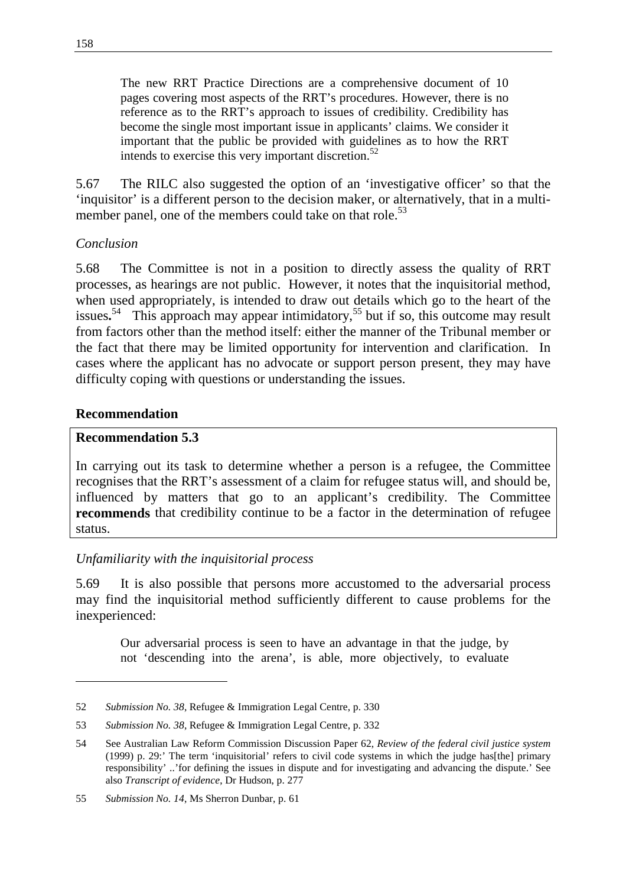> The new RRT Practice Directions are a comprehensive document of 10 pages covering most aspects of the RRT's procedures. However, there is no reference as to the RRT's approach to issues of credibility. Credibility has become the single most important issue in applicants' claims. We consider it important that the public be provided with guidelines as to how the RRT intends to exercise this very important discretion.[52]

5.67 The RILC also suggested the option of an 'investigative officer' so that the 'inquisitor' is a different person to the decision maker, or alternatively, that in a multi-member panel, one of the members could take on that role.[53]

*Conclusion*

5.68 The Committee is not in a position to directly assess the quality of RRT processes, as hearings are not public. However, it notes that the inquisitorial method, when used appropriately, is intended to draw out details which go to the heart of the issues**.**[54] This approach may appear intimidatory,[55] but if so, this outcome may result from factors other than the method itself: either the manner of the Tribunal member or the fact that there may be limited opportunity for intervention and clarification. In cases where the applicant has no advocate or support person present, they may have difficulty coping with questions or understanding the issues.

**Recommendation**

**Recommendation 5.3**

In carrying out its task to determine whether a person is a refugee, the Committee recognises that the RRT's assessment of a claim for refugee status will, and should be, influenced by matters that go to an applicant's credibility. The Committee **recommends** that credibility continue to be a factor in the determination of refugee status.

*Unfamiliarity with the inquisitorial process*

5.69 It is also possible that persons more accustomed to the adversarial process may find the inquisitorial method sufficiently different to cause problems for the inexperienced:

> Our adversarial process is seen to have an advantage in that the judge, by not 'descending into the arena', is able, more objectively, to evaluate

---

52 *Submission No. 38*, Refugee & Immigration Legal Centre, p. 330

53 *Submission No. 38*, Refugee & Immigration Legal Centre, p. 332

54 See Australian Law Reform Commission Discussion Paper 62, *Review of the federal civil justice system* (1999) p. 29:' The term 'inquisitorial' refers to civil code systems in which the judge has[the] primary responsibility' ..'for defining the issues in dispute and for investigating and advancing the dispute.' See also *Transcript of evidence*, Dr Hudson, p. 277

55 *Submission No. 14*, Ms Sherron Dunbar, p. 61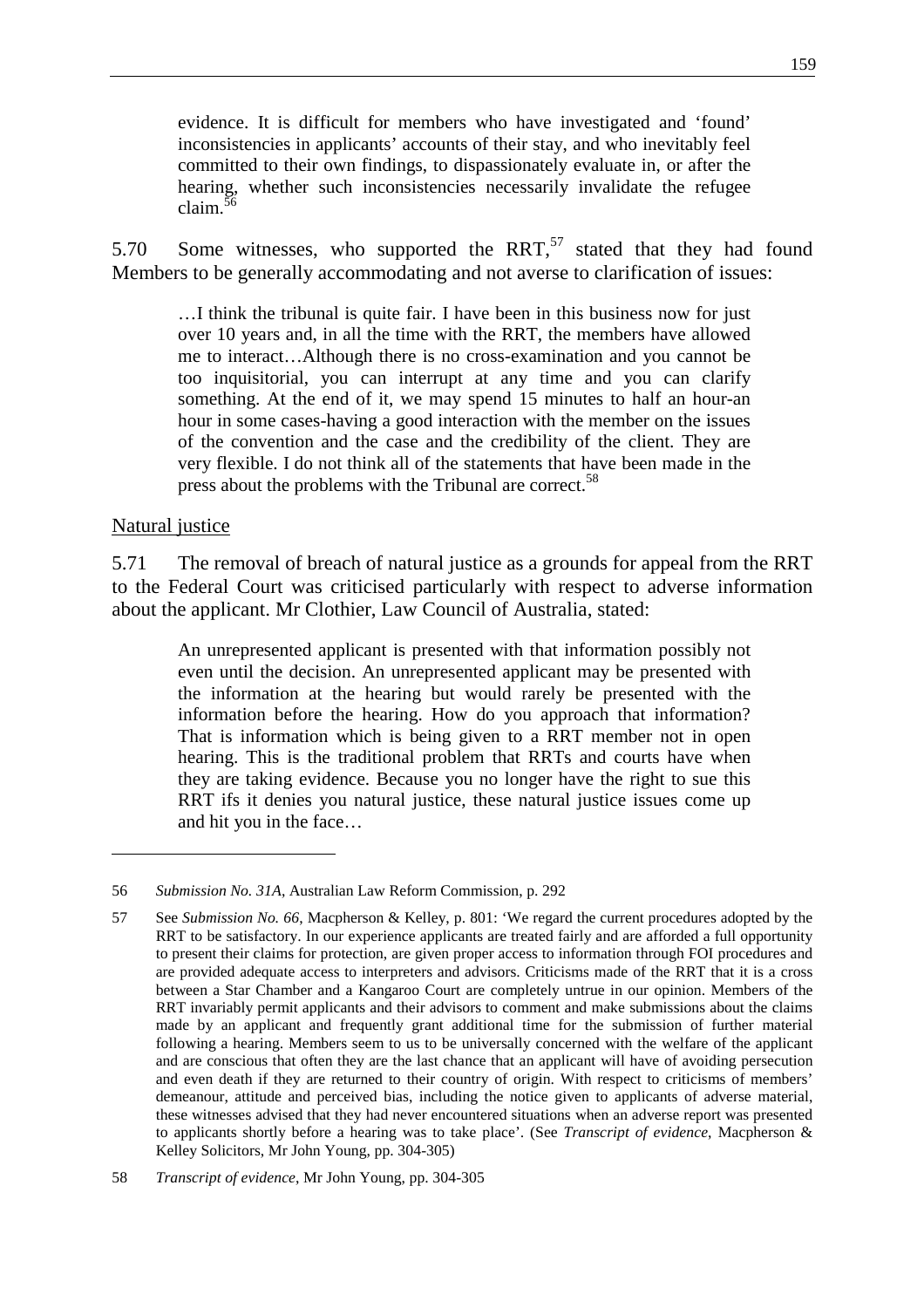> evidence. It is difficult for members who have investigated and 'found' inconsistencies in applicants' accounts of their stay, and who inevitably feel committed to their own findings, to dispassionately evaluate in, or after the hearing, whether such inconsistencies necessarily invalidate the refugee claim.[56]

5.70 Some witnesses, who supported the RRT,[57] stated that they had found Members to be generally accommodating and not averse to clarification of issues:

> …I think the tribunal is quite fair. I have been in this business now for just over 10 years and, in all the time with the RRT, the members have allowed me to interact…Although there is no cross-examination and you cannot be too inquisitorial, you can interrupt at any time and you can clarify something. At the end of it, we may spend 15 minutes to half an hour-an hour in some cases-having a good interaction with the member on the issues of the convention and the case and the credibility of the client. They are very flexible. I do not think all of the statements that have been made in the press about the problems with the Tribunal are correct.[58]

Natural justice

5.71 The removal of breach of natural justice as a grounds for appeal from the RRT to the Federal Court was criticised particularly with respect to adverse information about the applicant. Mr Clothier, Law Council of Australia, stated:

> An unrepresented applicant is presented with that information possibly not even until the decision. An unrepresented applicant may be presented with the information at the hearing but would rarely be presented with the information before the hearing. How do you approach that information? That is information which is being given to a RRT member not in open hearing. This is the traditional problem that RRTs and courts have when they are taking evidence. Because you no longer have the right to sue this RRT ifs it denies you natural justice, these natural justice issues come up and hit you in the face…

---

56 *Submission No. 31A*, Australian Law Reform Commission, p. 292

57 See *Submission No. 66*, Macpherson & Kelley, p. 801: 'We regard the current procedures adopted by the RRT to be satisfactory. In our experience applicants are treated fairly and are afforded a full opportunity to present their claims for protection, are given proper access to information through FOI procedures and are provided adequate access to interpreters and advisors. Criticisms made of the RRT that it is a cross between a Star Chamber and a Kangaroo Court are completely untrue in our opinion. Members of the RRT invariably permit applicants and their advisors to comment and make submissions about the claims made by an applicant and frequently grant additional time for the submission of further material following a hearing. Members seem to us to be universally concerned with the welfare of the applicant and are conscious that often they are the last chance that an applicant will have of avoiding persecution and even death if they are returned to their country of origin. With respect to criticisms of members' demeanour, attitude and perceived bias, including the notice given to applicants of adverse material, these witnesses advised that they had never encountered situations when an adverse report was presented to applicants shortly before a hearing was to take place'. (See *Transcript of evidence*, Macpherson & Kelley Solicitors, Mr John Young, pp. 304-305)

58 *Transcript of evidence*, Mr John Young, pp. 304-305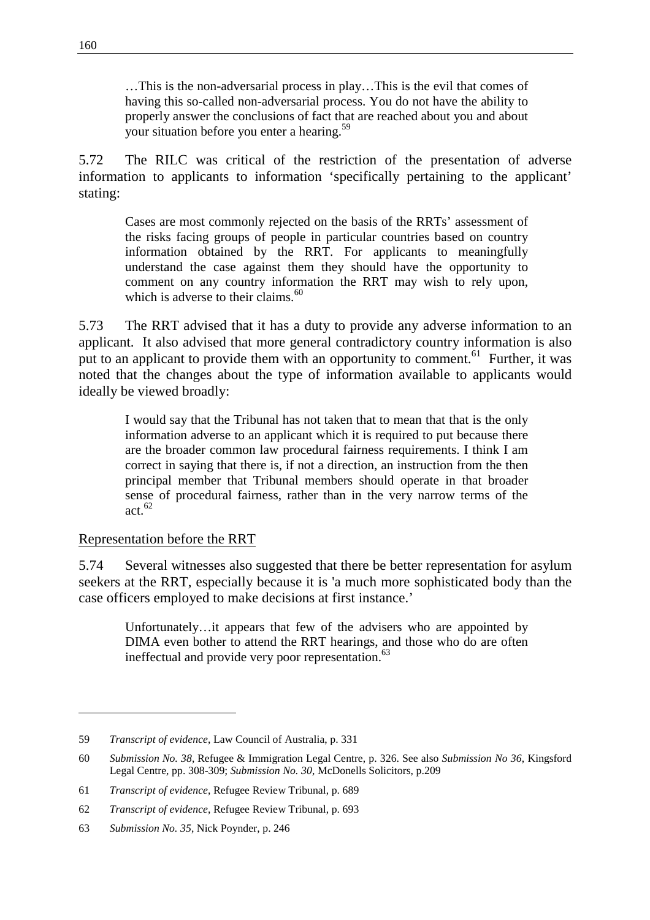> …This is the non-adversarial process in play…This is the evil that comes of having this so-called non-adversarial process. You do not have the ability to properly answer the conclusions of fact that are reached about you and about your situation before you enter a hearing.[59]

5.72 The RILC was critical of the restriction of the presentation of adverse information to applicants to information 'specifically pertaining to the applicant' stating:

> Cases are most commonly rejected on the basis of the RRTs' assessment of the risks facing groups of people in particular countries based on country information obtained by the RRT. For applicants to meaningfully understand the case against them they should have the opportunity to comment on any country information the RRT may wish to rely upon, which is adverse to their claims.[60]

5.73 The RRT advised that it has a duty to provide any adverse information to an applicant. It also advised that more general contradictory country information is also put to an applicant to provide them with an opportunity to comment.[61] Further, it was noted that the changes about the type of information available to applicants would ideally be viewed broadly:

> I would say that the Tribunal has not taken that to mean that that is the only information adverse to an applicant which it is required to put because there are the broader common law procedural fairness requirements. I think I am correct in saying that there is, if not a direction, an instruction from the then principal member that Tribunal members should operate in that broader sense of procedural fairness, rather than in the very narrow terms of the act.[62]

<u>Representation before the RRT</u>

5.74 Several witnesses also suggested that there be better representation for asylum seekers at the RRT, especially because it is 'a much more sophisticated body than the case officers employed to make decisions at first instance.'

> Unfortunately…it appears that few of the advisers who are appointed by DIMA even bother to attend the RRT hearings, and those who do are often ineffectual and provide very poor representation.[63]

---

59 *Transcript of evidence*, Law Council of Australia, p. 331

60 *Submission No. 38*, Refugee & Immigration Legal Centre, p. 326. See also *Submission No 36*, Kingsford Legal Centre, pp. 308-309; *Submission No. 30*, McDonells Solicitors, p.209

61 *Transcript of evidence*, Refugee Review Tribunal, p. 689

62 *Transcript of evidence*, Refugee Review Tribunal, p. 693

63 *Submission No. 35*, Nick Poynder, p. 246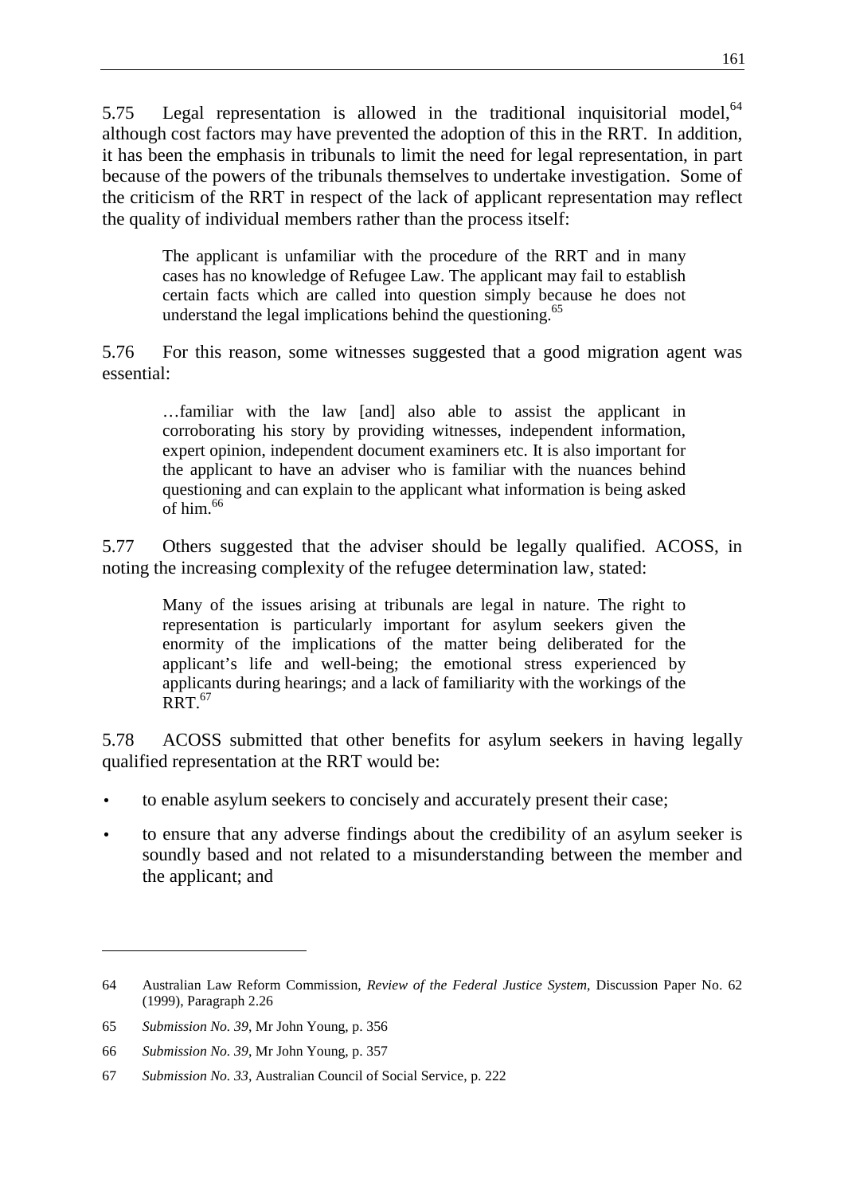5.75 Legal representation is allowed in the traditional inquisitorial model,[64] although cost factors may have prevented the adoption of this in the RRT. In addition, it has been the emphasis in tribunals to limit the need for legal representation, in part because of the powers of the tribunals themselves to undertake investigation. Some of the criticism of the RRT in respect of the lack of applicant representation may reflect the quality of individual members rather than the process itself:

> The applicant is unfamiliar with the procedure of the RRT and in many cases has no knowledge of Refugee Law. The applicant may fail to establish certain facts which are called into question simply because he does not understand the legal implications behind the questioning.[65]

5.76 For this reason, some witnesses suggested that a good migration agent was essential:

> …familiar with the law [and] also able to assist the applicant in corroborating his story by providing witnesses, independent information, expert opinion, independent document examiners etc. It is also important for the applicant to have an adviser who is familiar with the nuances behind questioning and can explain to the applicant what information is being asked of him.[66]

5.77 Others suggested that the adviser should be legally qualified. ACOSS, in noting the increasing complexity of the refugee determination law, stated:

> Many of the issues arising at tribunals are legal in nature. The right to representation is particularly important for asylum seekers given the enormity of the implications of the matter being deliberated for the applicant's life and well-being; the emotional stress experienced by applicants during hearings; and a lack of familiarity with the workings of the RRT.[67]

5.78 ACOSS submitted that other benefits for asylum seekers in having legally qualified representation at the RRT would be:

- to enable asylum seekers to concisely and accurately present their case;
- to ensure that any adverse findings about the credibility of an asylum seeker is soundly based and not related to a misunderstanding between the member and the applicant; and

---

64 Australian Law Reform Commission, *Review of the Federal Justice System*, Discussion Paper No. 62 (1999), Paragraph 2.26

65 *Submission No. 39*, Mr John Young, p. 356

66 *Submission No. 39*, Mr John Young, p. 357

67 *Submission No. 33*, Australian Council of Social Service, p. 222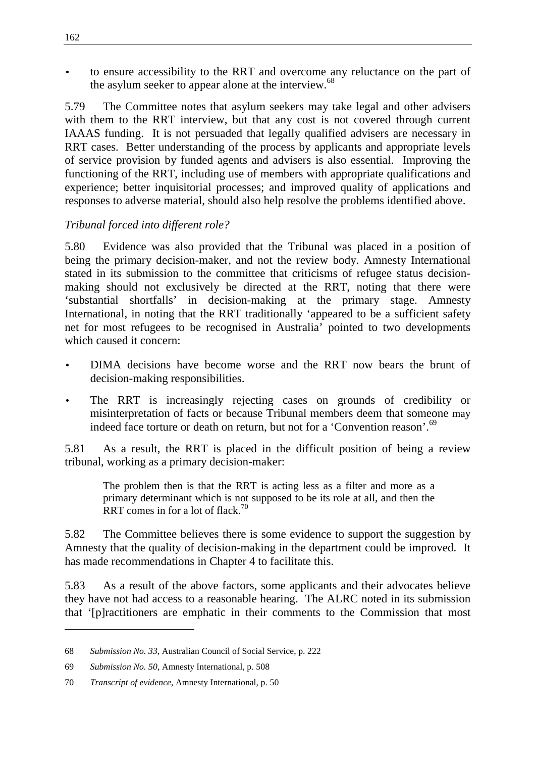- to ensure accessibility to the RRT and overcome any reluctance on the part of the asylum seeker to appear alone at the interview.[68]

5.79 The Committee notes that asylum seekers may take legal and other advisers with them to the RRT interview, but that any cost is not covered through current IAAAS funding. It is not persuaded that legally qualified advisers are necessary in RRT cases. Better understanding of the process by applicants and appropriate levels of service provision by funded agents and advisers is also essential. Improving the functioning of the RRT, including use of members with appropriate qualifications and experience; better inquisitorial processes; and improved quality of applications and responses to adverse material, should also help resolve the problems identified above.

*Tribunal forced into different role?*

5.80 Evidence was also provided that the Tribunal was placed in a position of being the primary decision-maker, and not the review body. Amnesty International stated in its submission to the committee that criticisms of refugee status decision-making should not exclusively be directed at the RRT, noting that there were 'substantial shortfalls' in decision-making at the primary stage. Amnesty International, in noting that the RRT traditionally 'appeared to be a sufficient safety net for most refugees to be recognised in Australia' pointed to two developments which caused it concern:

- DIMA decisions have become worse and the RRT now bears the brunt of decision-making responsibilities.
- The RRT is increasingly rejecting cases on grounds of credibility or misinterpretation of facts or because Tribunal members deem that someone may indeed face torture or death on return, but not for a 'Convention reason'.[69]

5.81 As a result, the RRT is placed in the difficult position of being a review tribunal, working as a primary decision-maker:

> The problem then is that the RRT is acting less as a filter and more as a primary determinant which is not supposed to be its role at all, and then the RRT comes in for a lot of flack.[70]

5.82 The Committee believes there is some evidence to support the suggestion by Amnesty that the quality of decision-making in the department could be improved. It has made recommendations in Chapter 4 to facilitate this.

5.83 As a result of the above factors, some applicants and their advocates believe they have not had access to a reasonable hearing. The ALRC noted in its submission that '[p]ractitioners are emphatic in their comments to the Commission that most

---

68 *Submission No. 33*, Australian Council of Social Service, p. 222

69 *Submission No. 50*, Amnesty International, p. 508

70 *Transcript of evidence*, Amnesty International, p. 50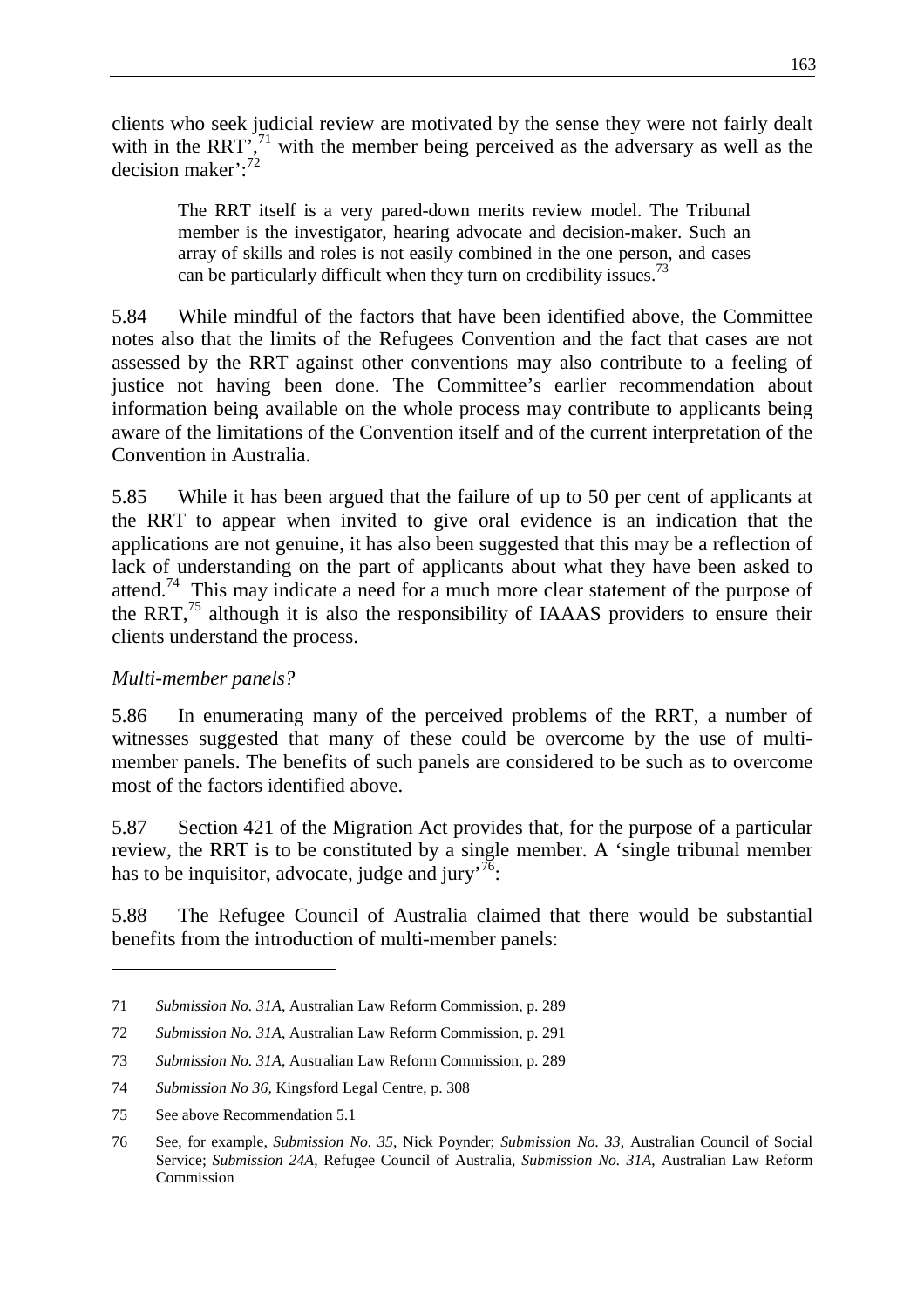clients who seek judicial review are motivated by the sense they were not fairly dealt with in the RRT',[71] with the member being perceived as the adversary as well as the decision maker':[72]

> The RRT itself is a very pared-down merits review model. The Tribunal member is the investigator, hearing advocate and decision-maker. Such an array of skills and roles is not easily combined in the one person, and cases can be particularly difficult when they turn on credibility issues.[73]

5.84 While mindful of the factors that have been identified above, the Committee notes also that the limits of the Refugees Convention and the fact that cases are not assessed by the RRT against other conventions may also contribute to a feeling of justice not having been done. The Committee's earlier recommendation about information being available on the whole process may contribute to applicants being aware of the limitations of the Convention itself and of the current interpretation of the Convention in Australia.

5.85 While it has been argued that the failure of up to 50 per cent of applicants at the RRT to appear when invited to give oral evidence is an indication that the applications are not genuine, it has also been suggested that this may be a reflection of lack of understanding on the part of applicants about what they have been asked to attend.[74] This may indicate a need for a much more clear statement of the purpose of the RRT,[75] although it is also the responsibility of IAAAS providers to ensure their clients understand the process.

*Multi-member panels?*

5.86 In enumerating many of the perceived problems of the RRT, a number of witnesses suggested that many of these could be overcome by the use of multi-member panels. The benefits of such panels are considered to be such as to overcome most of the factors identified above.

5.87 Section 421 of the Migration Act provides that, for the purpose of a particular review, the RRT is to be constituted by a single member. A 'single tribunal member has to be inquisitor, advocate, judge and jury'[76]:

5.88 The Refugee Council of Australia claimed that there would be substantial benefits from the introduction of multi-member panels:

---

71 *Submission No. 31A*, Australian Law Reform Commission, p. 289

72 *Submission No. 31A*, Australian Law Reform Commission, p. 291

73 *Submission No. 31A*, Australian Law Reform Commission, p. 289

74 *Submission No 36*, Kingsford Legal Centre, p. 308

75 See above Recommendation 5.1

76 See, for example, *Submission No. 35*, Nick Poynder; *Submission No. 33*, Australian Council of Social Service; *Submission 24A*, Refugee Council of Australia, *Submission No. 31A*, Australian Law Reform Commission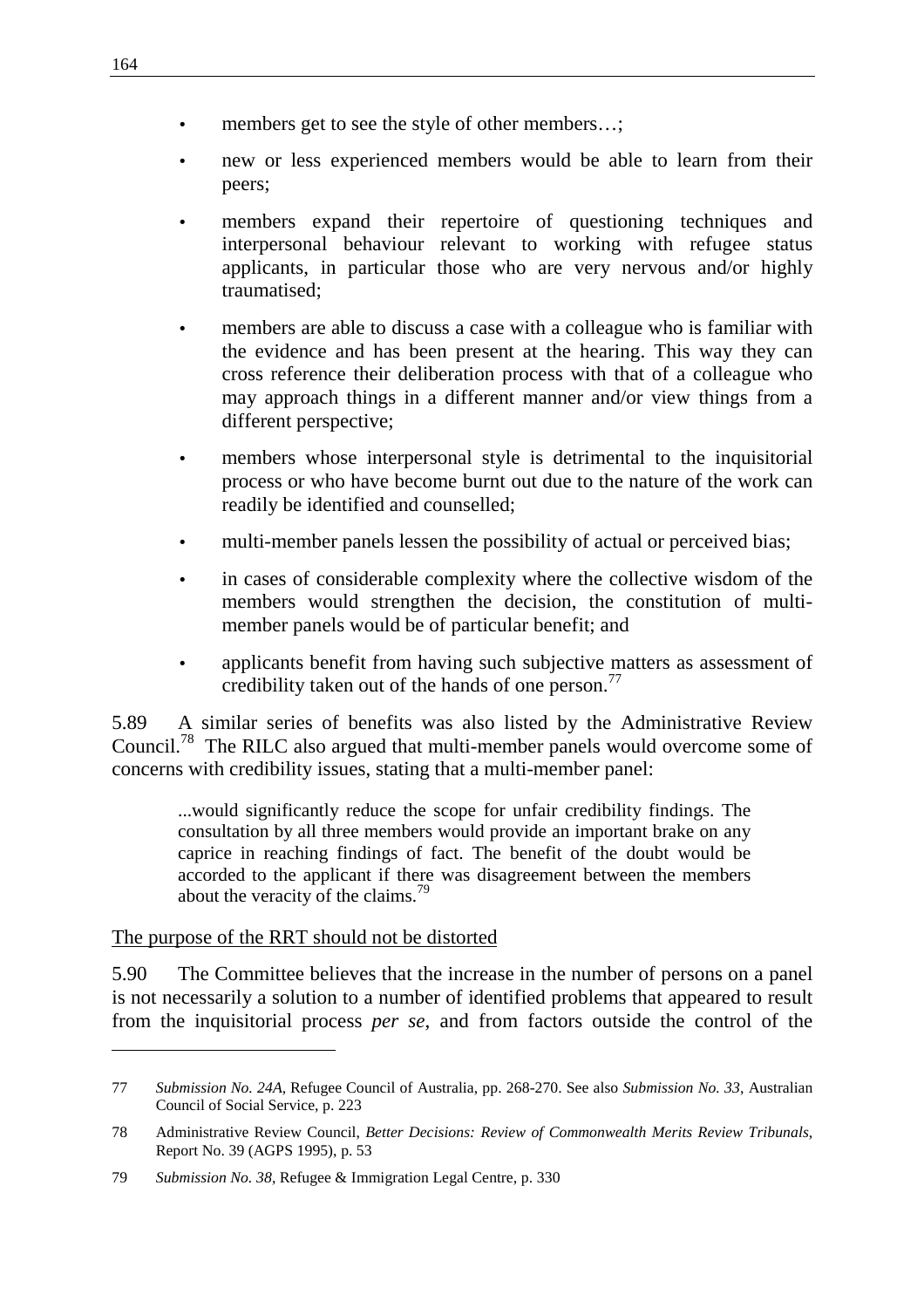- members get to see the style of other members…;
- new or less experienced members would be able to learn from their peers;
- members expand their repertoire of questioning techniques and interpersonal behaviour relevant to working with refugee status applicants, in particular those who are very nervous and/or highly traumatised;
- members are able to discuss a case with a colleague who is familiar with the evidence and has been present at the hearing. This way they can cross reference their deliberation process with that of a colleague who may approach things in a different manner and/or view things from a different perspective;
- members whose interpersonal style is detrimental to the inquisitorial process or who have become burnt out due to the nature of the work can readily be identified and counselled;
- multi-member panels lessen the possibility of actual or perceived bias;
- in cases of considerable complexity where the collective wisdom of the members would strengthen the decision, the constitution of multi-member panels would be of particular benefit; and
- applicants benefit from having such subjective matters as assessment of credibility taken out of the hands of one person.[77]

5.89 A similar series of benefits was also listed by the Administrative Review Council.[78] The RILC also argued that multi-member panels would overcome some of concerns with credibility issues, stating that a multi-member panel:

> ...would significantly reduce the scope for unfair credibility findings. The consultation by all three members would provide an important brake on any caprice in reaching findings of fact. The benefit of the doubt would be accorded to the applicant if there was disagreement between the members about the veracity of the claims.[79]

<u>The purpose of the RRT should not be distorted</u>

5.90 The Committee believes that the increase in the number of persons on a panel is not necessarily a solution to a number of identified problems that appeared to result from the inquisitorial process *per se*, and from factors outside the control of the

---

77 *Submission No. 24A*, Refugee Council of Australia, pp. 268-270. See also *Submission No. 33*, Australian Council of Social Service, p. 223

78 Administrative Review Council, *Better Decisions: Review of Commonwealth Merits Review Tribunals*, Report No. 39 (AGPS 1995), p. 53

79 *Submission No. 38*, Refugee & Immigration Legal Centre, p. 330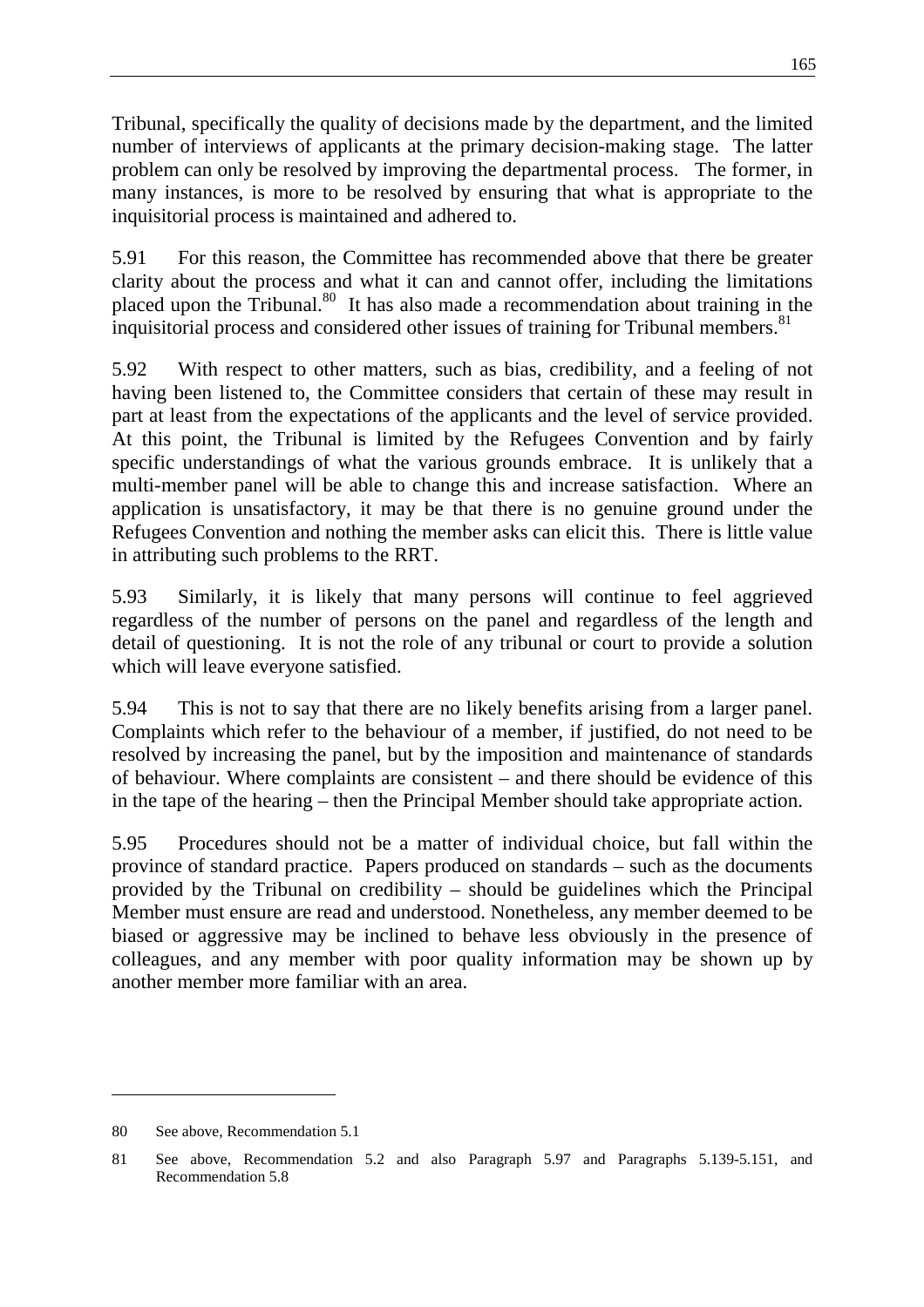Tribunal, specifically the quality of decisions made by the department, and the limited number of interviews of applicants at the primary decision-making stage. The latter problem can only be resolved by improving the departmental process. The former, in many instances, is more to be resolved by ensuring that what is appropriate to the inquisitorial process is maintained and adhered to.

5.91 For this reason, the Committee has recommended above that there be greater clarity about the process and what it can and cannot offer, including the limitations placed upon the Tribunal.[80] It has also made a recommendation about training in the inquisitorial process and considered other issues of training for Tribunal members.[81]

5.92 With respect to other matters, such as bias, credibility, and a feeling of not having been listened to, the Committee considers that certain of these may result in part at least from the expectations of the applicants and the level of service provided. At this point, the Tribunal is limited by the Refugees Convention and by fairly specific understandings of what the various grounds embrace. It is unlikely that a multi-member panel will be able to change this and increase satisfaction. Where an application is unsatisfactory, it may be that there is no genuine ground under the Refugees Convention and nothing the member asks can elicit this. There is little value in attributing such problems to the RRT.

5.93 Similarly, it is likely that many persons will continue to feel aggrieved regardless of the number of persons on the panel and regardless of the length and detail of questioning. It is not the role of any tribunal or court to provide a solution which will leave everyone satisfied.

5.94 This is not to say that there are no likely benefits arising from a larger panel. Complaints which refer to the behaviour of a member, if justified, do not need to be resolved by increasing the panel, but by the imposition and maintenance of standards of behaviour. Where complaints are consistent – and there should be evidence of this in the tape of the hearing – then the Principal Member should take appropriate action.

5.95 Procedures should not be a matter of individual choice, but fall within the province of standard practice. Papers produced on standards – such as the documents provided by the Tribunal on credibility – should be guidelines which the Principal Member must ensure are read and understood. Nonetheless, any member deemed to be biased or aggressive may be inclined to behave less obviously in the presence of colleagues, and any member with poor quality information may be shown up by another member more familiar with an area.

---

80 See above, Recommendation 5.1

81 See above, Recommendation 5.2 and also Paragraph 5.97 and Paragraphs 5.139-5.151, and Recommendation 5.8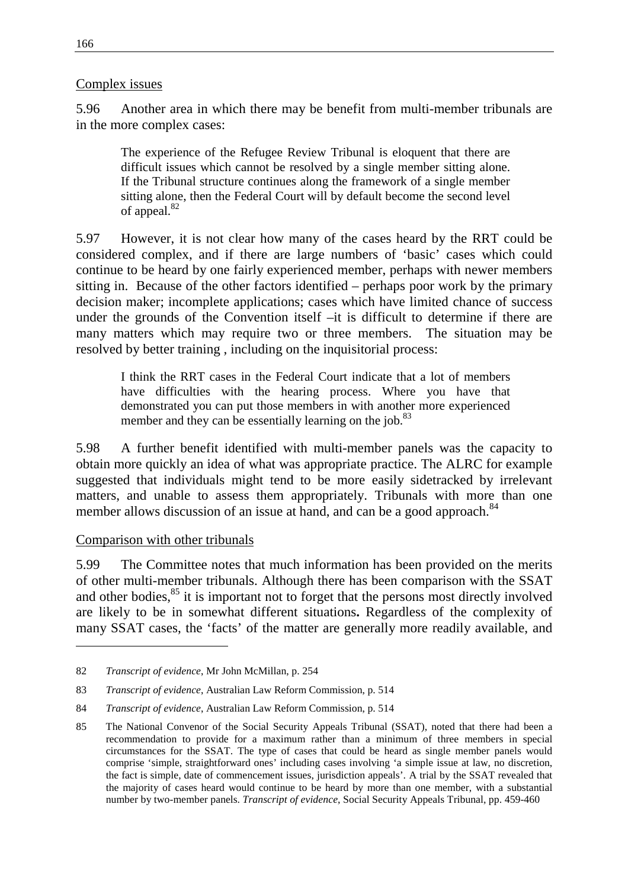Complex issues

5.96 Another area in which there may be benefit from multi-member tribunals are in the more complex cases:

> The experience of the Refugee Review Tribunal is eloquent that there are difficult issues which cannot be resolved by a single member sitting alone. If the Tribunal structure continues along the framework of a single member sitting alone, then the Federal Court will by default become the second level of appeal.[82]

5.97 However, it is not clear how many of the cases heard by the RRT could be considered complex, and if there are large numbers of 'basic' cases which could continue to be heard by one fairly experienced member, perhaps with newer members sitting in. Because of the other factors identified – perhaps poor work by the primary decision maker; incomplete applications; cases which have limited chance of success under the grounds of the Convention itself –it is difficult to determine if there are many matters which may require two or three members. The situation may be resolved by better training , including on the inquisitorial process:

> I think the RRT cases in the Federal Court indicate that a lot of members have difficulties with the hearing process. Where you have that demonstrated you can put those members in with another more experienced member and they can be essentially learning on the job.[83]

5.98 A further benefit identified with multi-member panels was the capacity to obtain more quickly an idea of what was appropriate practice. The ALRC for example suggested that individuals might tend to be more easily sidetracked by irrelevant matters, and unable to assess them appropriately. Tribunals with more than one member allows discussion of an issue at hand, and can be a good approach.[84]

Comparison with other tribunals

5.99 The Committee notes that much information has been provided on the merits of other multi-member tribunals. Although there has been comparison with the SSAT and other bodies,[85] it is important not to forget that the persons most directly involved are likely to be in somewhat different situations**.** Regardless of the complexity of many SSAT cases, the 'facts' of the matter are generally more readily available, and

---

82 *Transcript of evidence*, Mr John McMillan, p. 254

83 *Transcript of evidence*, Australian Law Reform Commission, p. 514

84 *Transcript of evidence*, Australian Law Reform Commission, p. 514

85 The National Convenor of the Social Security Appeals Tribunal (SSAT), noted that there had been a recommendation to provide for a maximum rather than a minimum of three members in special circumstances for the SSAT. The type of cases that could be heard as single member panels would comprise 'simple, straightforward ones' including cases involving 'a simple issue at law, no discretion, the fact is simple, date of commencement issues, jurisdiction appeals'. A trial by the SSAT revealed that the majority of cases heard would continue to be heard by more than one member, with a substantial number by two-member panels. *Transcript of evidence*, Social Security Appeals Tribunal, pp. 459-460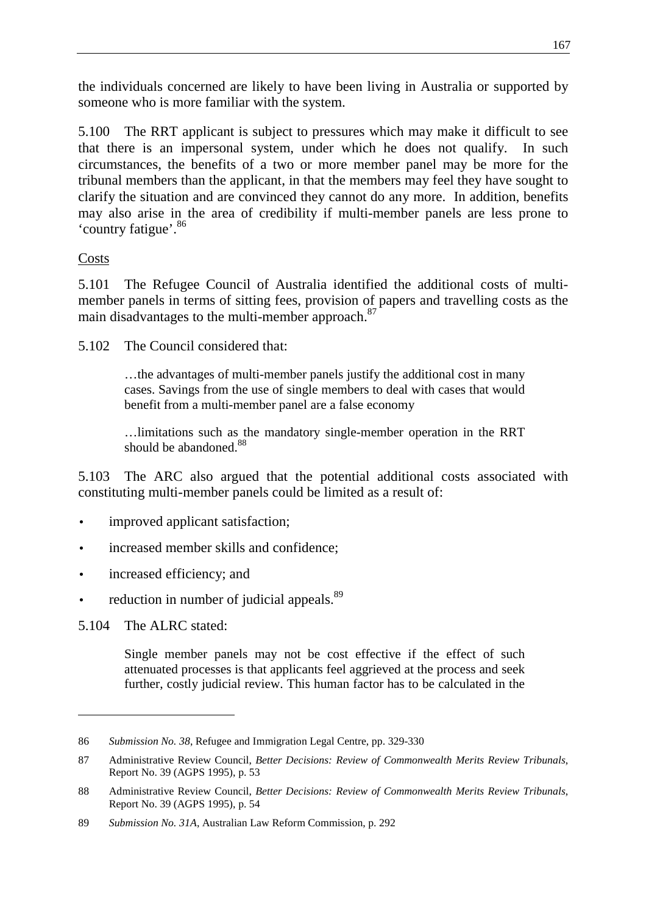the individuals concerned are likely to have been living in Australia or supported by someone who is more familiar with the system.

5.100 The RRT applicant is subject to pressures which may make it difficult to see that there is an impersonal system, under which he does not qualify. In such circumstances, the benefits of a two or more member panel may be more for the tribunal members than the applicant, in that the members may feel they have sought to clarify the situation and are convinced they cannot do any more. In addition, benefits may also arise in the area of credibility if multi-member panels are less prone to 'country fatigue'.[86]

Costs

5.101 The Refugee Council of Australia identified the additional costs of multi-member panels in terms of sitting fees, provision of papers and travelling costs as the main disadvantages to the multi-member approach.[87]

5.102 The Council considered that:

> …the advantages of multi-member panels justify the additional cost in many cases. Savings from the use of single members to deal with cases that would benefit from a multi-member panel are a false economy
>
> …limitations such as the mandatory single-member operation in the RRT should be abandoned.[88]

5.103 The ARC also argued that the potential additional costs associated with constituting multi-member panels could be limited as a result of:

- improved applicant satisfaction;
- increased member skills and confidence;
- increased efficiency; and
- reduction in number of judicial appeals.[89]

5.104 The ALRC stated:

> Single member panels may not be cost effective if the effect of such attenuated processes is that applicants feel aggrieved at the process and seek further, costly judicial review. This human factor has to be calculated in the

---

86 *Submission No. 38*, Refugee and Immigration Legal Centre, pp. 329-330

87 Administrative Review Council, *Better Decisions: Review of Commonwealth Merits Review Tribunals*, Report No. 39 (AGPS 1995), p. 53

88 Administrative Review Council, *Better Decisions: Review of Commonwealth Merits Review Tribunals*, Report No. 39 (AGPS 1995), p. 54

89 *Submission No. 31A*, Australian Law Reform Commission, p. 292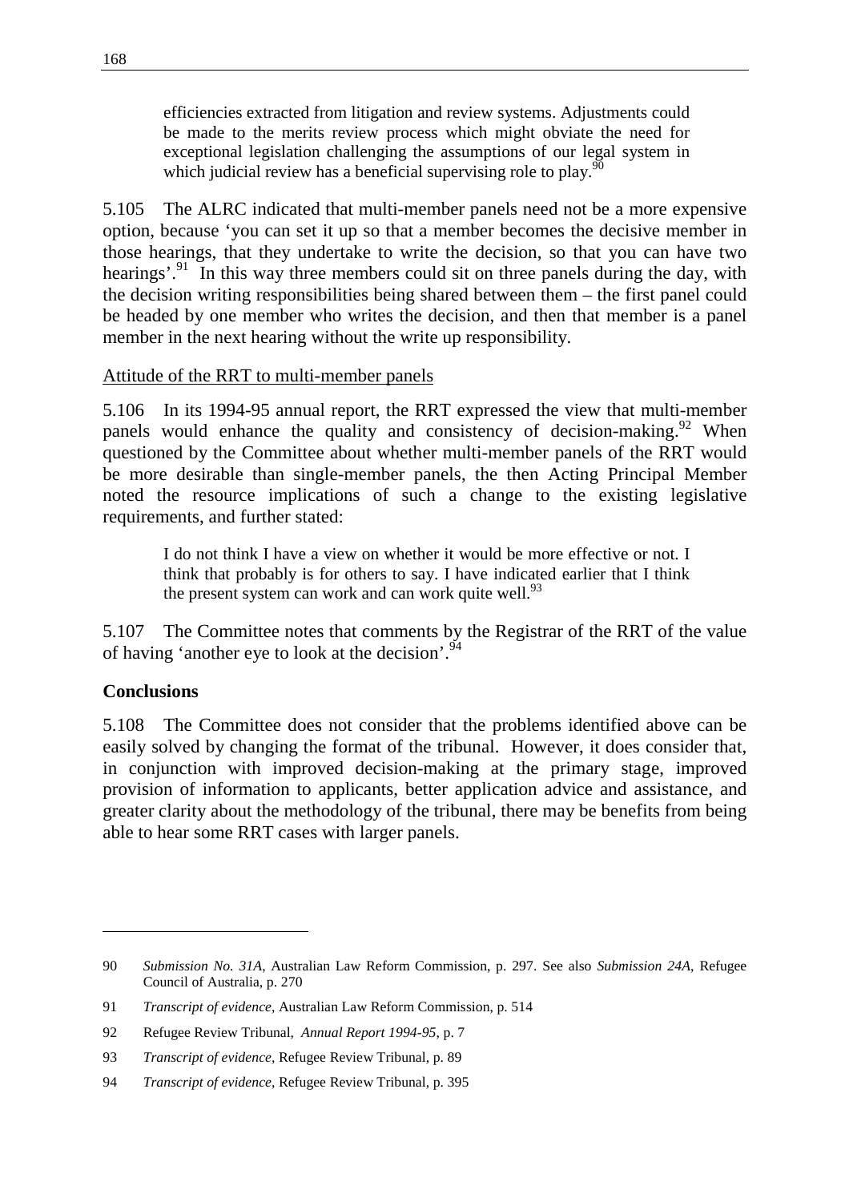> efficiencies extracted from litigation and review systems. Adjustments could be made to the merits review process which might obviate the need for exceptional legislation challenging the assumptions of our legal system in which judicial review has a beneficial supervising role to play.[90]

5.105 The ALRC indicated that multi-member panels need not be a more expensive option, because 'you can set it up so that a member becomes the decisive member in those hearings, that they undertake to write the decision, so that you can have two hearings'.[91] In this way three members could sit on three panels during the day, with the decision writing responsibilities being shared between them – the first panel could be headed by one member who writes the decision, and then that member is a panel member in the next hearing without the write up responsibility.

<u>Attitude of the RRT to multi-member panels</u>

5.106 In its 1994-95 annual report, the RRT expressed the view that multi-member panels would enhance the quality and consistency of decision-making.[92] When questioned by the Committee about whether multi-member panels of the RRT would be more desirable than single-member panels, the then Acting Principal Member noted the resource implications of such a change to the existing legislative requirements, and further stated:

> I do not think I have a view on whether it would be more effective or not. I think that probably is for others to say. I have indicated earlier that I think the present system can work and can work quite well.[93]

5.107 The Committee notes that comments by the Registrar of the RRT of the value of having 'another eye to look at the decision'.[94]

**Conclusions**

5.108 The Committee does not consider that the problems identified above can be easily solved by changing the format of the tribunal. However, it does consider that, in conjunction with improved decision-making at the primary stage, improved provision of information to applicants, better application advice and assistance, and greater clarity about the methodology of the tribunal, there may be benefits from being able to hear some RRT cases with larger panels.

---

90 *Submission No. 31A*, Australian Law Reform Commission, p. 297. See also *Submission 24A*, Refugee Council of Australia, p. 270

91 *Transcript of evidence*, Australian Law Reform Commission, p. 514

92 Refugee Review Tribunal, *Annual Report 1994-95*, p. 7

93 *Transcript of evidence*, Refugee Review Tribunal, p. 89

94 *Transcript of evidence*, Refugee Review Tribunal, p. 395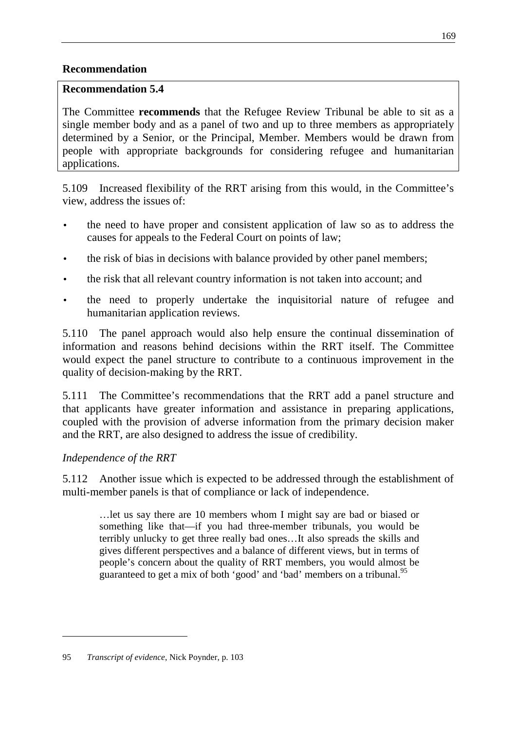**Recommendation**

> **Recommendation 5.4**
>
> The Committee **recommends** that the Refugee Review Tribunal be able to sit as a single member body and as a panel of two and up to three members as appropriately determined by a Senior, or the Principal, Member. Members would be drawn from people with appropriate backgrounds for considering refugee and humanitarian applications.

5.109 Increased flexibility of the RRT arising from this would, in the Committee's view, address the issues of:

- the need to have proper and consistent application of law so as to address the causes for appeals to the Federal Court on points of law;
- the risk of bias in decisions with balance provided by other panel members;
- the risk that all relevant country information is not taken into account; and
- the need to properly undertake the inquisitorial nature of refugee and humanitarian application reviews.

5.110 The panel approach would also help ensure the continual dissemination of information and reasons behind decisions within the RRT itself. The Committee would expect the panel structure to contribute to a continuous improvement in the quality of decision-making by the RRT.

5.111 The Committee's recommendations that the RRT add a panel structure and that applicants have greater information and assistance in preparing applications, coupled with the provision of adverse information from the primary decision maker and the RRT, are also designed to address the issue of credibility.

*Independence of the RRT*

5.112 Another issue which is expected to be addressed through the establishment of multi-member panels is that of compliance or lack of independence.

> …let us say there are 10 members whom I might say are bad or biased or something like that—if you had three-member tribunals, you would be terribly unlucky to get three really bad ones…It also spreads the skills and gives different perspectives and a balance of different views, but in terms of people's concern about the quality of RRT members, you would almost be guaranteed to get a mix of both 'good' and 'bad' members on a tribunal.[95]

---

95 *Transcript of evidence*, Nick Poynder, p. 103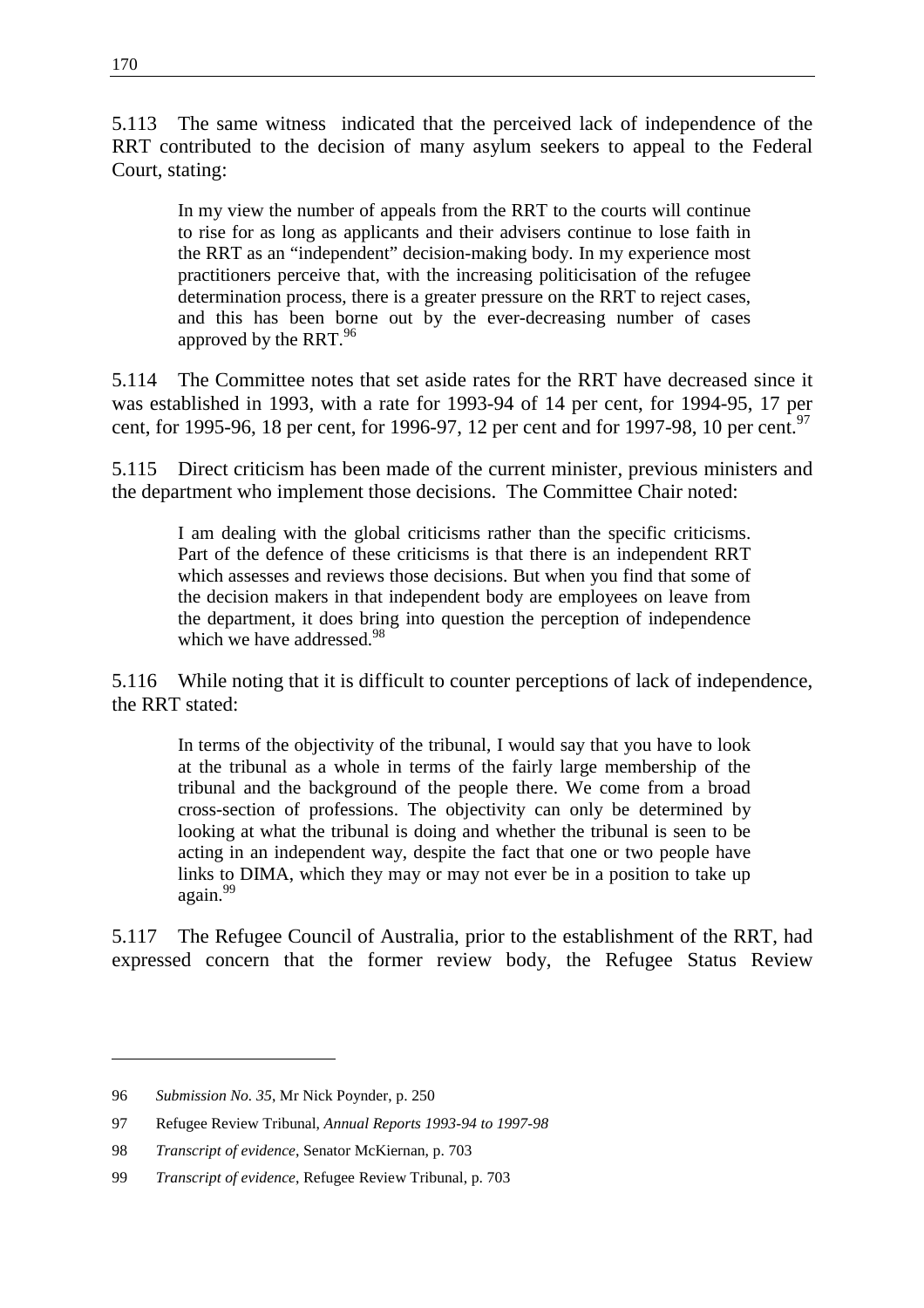5.113 The same witness indicated that the perceived lack of independence of the RRT contributed to the decision of many asylum seekers to appeal to the Federal Court, stating:

> In my view the number of appeals from the RRT to the courts will continue to rise for as long as applicants and their advisers continue to lose faith in the RRT as an "independent" decision-making body. In my experience most practitioners perceive that, with the increasing politicisation of the refugee determination process, there is a greater pressure on the RRT to reject cases, and this has been borne out by the ever-decreasing number of cases approved by the RRT.[96]

5.114 The Committee notes that set aside rates for the RRT have decreased since it was established in 1993, with a rate for 1993-94 of 14 per cent, for 1994-95, 17 per cent, for 1995-96, 18 per cent, for 1996-97, 12 per cent and for 1997-98, 10 per cent.[97]

5.115 Direct criticism has been made of the current minister, previous ministers and the department who implement those decisions. The Committee Chair noted:

> I am dealing with the global criticisms rather than the specific criticisms. Part of the defence of these criticisms is that there is an independent RRT which assesses and reviews those decisions. But when you find that some of the decision makers in that independent body are employees on leave from the department, it does bring into question the perception of independence which we have addressed.[98]

5.116 While noting that it is difficult to counter perceptions of lack of independence, the RRT stated:

> In terms of the objectivity of the tribunal, I would say that you have to look at the tribunal as a whole in terms of the fairly large membership of the tribunal and the background of the people there. We come from a broad cross-section of professions. The objectivity can only be determined by looking at what the tribunal is doing and whether the tribunal is seen to be acting in an independent way, despite the fact that one or two people have links to DIMA, which they may or may not ever be in a position to take up again.[99]

5.117 The Refugee Council of Australia, prior to the establishment of the RRT, had expressed concern that the former review body, the Refugee Status Review

---

96 *Submission No. 35*, Mr Nick Poynder, p. 250

97 Refugee Review Tribunal, *Annual Reports 1993-94 to 1997-98*

98 *Transcript of evidence*, Senator McKiernan, p. 703

99 *Transcript of evidence*, Refugee Review Tribunal, p. 703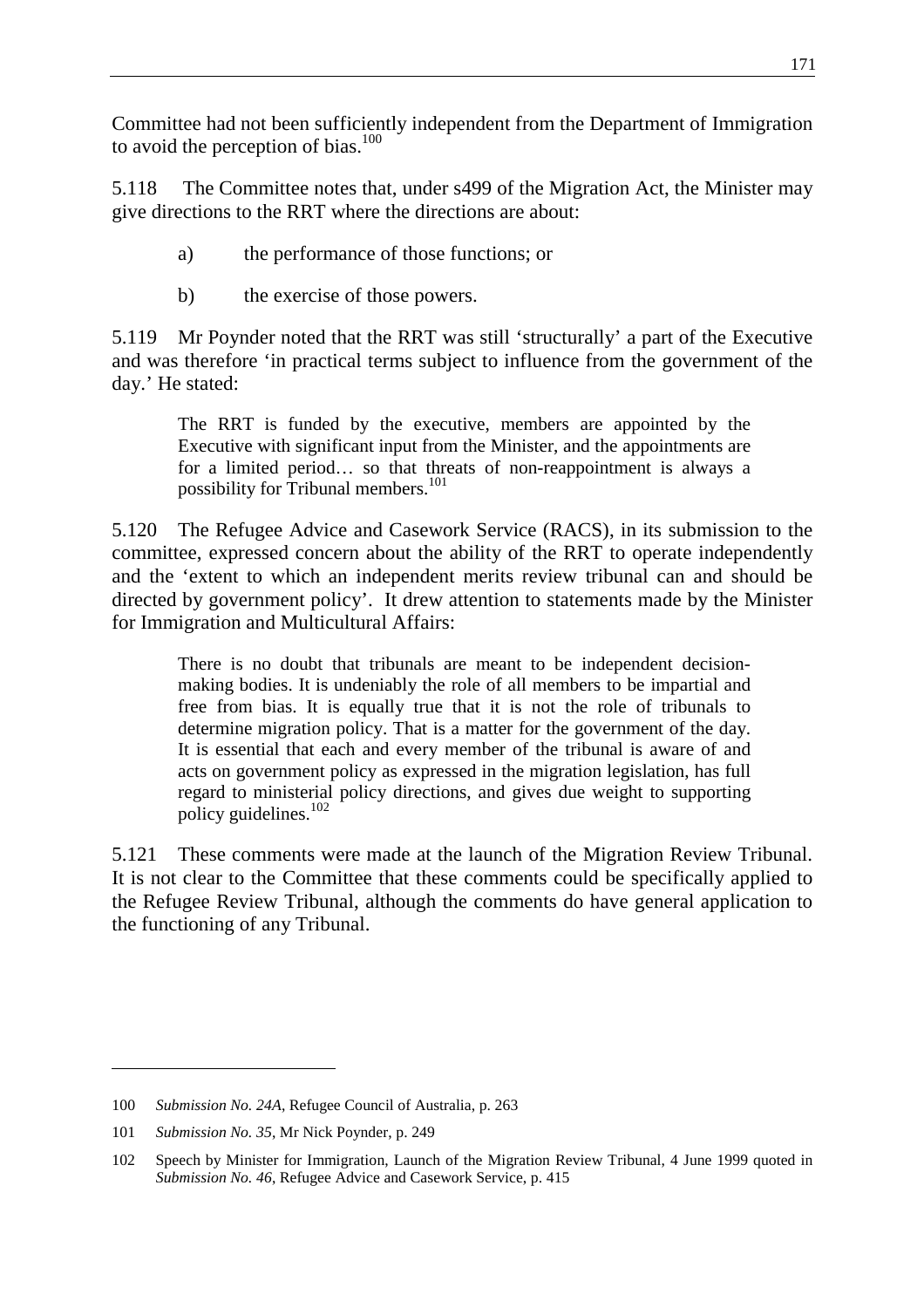Committee had not been sufficiently independent from the Department of Immigration to avoid the perception of bias.[100]

5.118 The Committee notes that, under s499 of the Migration Act, the Minister may give directions to the RRT where the directions are about:

a) the performance of those functions; or

b) the exercise of those powers.

5.119 Mr Poynder noted that the RRT was still 'structurally' a part of the Executive and was therefore 'in practical terms subject to influence from the government of the day.' He stated:

> The RRT is funded by the executive, members are appointed by the Executive with significant input from the Minister, and the appointments are for a limited period… so that threats of non-reappointment is always a possibility for Tribunal members.[101]

5.120 The Refugee Advice and Casework Service (RACS), in its submission to the committee, expressed concern about the ability of the RRT to operate independently and the 'extent to which an independent merits review tribunal can and should be directed by government policy'. It drew attention to statements made by the Minister for Immigration and Multicultural Affairs:

> There is no doubt that tribunals are meant to be independent decision-making bodies. It is undeniably the role of all members to be impartial and free from bias. It is equally true that it is not the role of tribunals to determine migration policy. That is a matter for the government of the day. It is essential that each and every member of the tribunal is aware of and acts on government policy as expressed in the migration legislation, has full regard to ministerial policy directions, and gives due weight to supporting policy guidelines.[102]

5.121 These comments were made at the launch of the Migration Review Tribunal. It is not clear to the Committee that these comments could be specifically applied to the Refugee Review Tribunal, although the comments do have general application to the functioning of any Tribunal.

---

100 *Submission No. 24A*, Refugee Council of Australia, p. 263

101 *Submission No. 35*, Mr Nick Poynder, p. 249

102 Speech by Minister for Immigration, Launch of the Migration Review Tribunal, 4 June 1999 quoted in *Submission No. 46*, Refugee Advice and Casework Service, p. 415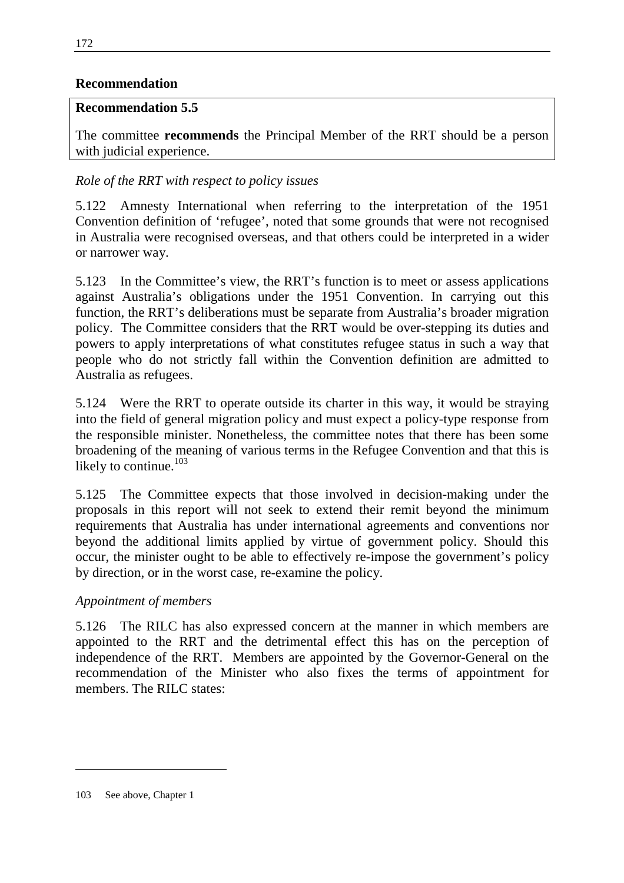**Recommendation**

**Recommendation 5.5**

The committee **recommends** the Principal Member of the RRT should be a person with judicial experience.

*Role of the RRT with respect to policy issues*

5.122 Amnesty International when referring to the interpretation of the 1951 Convention definition of 'refugee', noted that some grounds that were not recognised in Australia were recognised overseas, and that others could be interpreted in a wider or narrower way.

5.123 In the Committee's view, the RRT's function is to meet or assess applications against Australia's obligations under the 1951 Convention. In carrying out this function, the RRT's deliberations must be separate from Australia's broader migration policy. The Committee considers that the RRT would be over-stepping its duties and powers to apply interpretations of what constitutes refugee status in such a way that people who do not strictly fall within the Convention definition are admitted to Australia as refugees.

5.124 Were the RRT to operate outside its charter in this way, it would be straying into the field of general migration policy and must expect a policy-type response from the responsible minister. Nonetheless, the committee notes that there has been some broadening of the meaning of various terms in the Refugee Convention and that this is likely to continue.[103]

5.125 The Committee expects that those involved in decision-making under the proposals in this report will not seek to extend their remit beyond the minimum requirements that Australia has under international agreements and conventions nor beyond the additional limits applied by virtue of government policy. Should this occur, the minister ought to be able to effectively re-impose the government's policy by direction, or in the worst case, re-examine the policy.

*Appointment of members*

5.126 The RILC has also expressed concern at the manner in which members are appointed to the RRT and the detrimental effect this has on the perception of independence of the RRT. Members are appointed by the Governor-General on the recommendation of the Minister who also fixes the terms of appointment for members. The RILC states:

---

103 See above, Chapter 1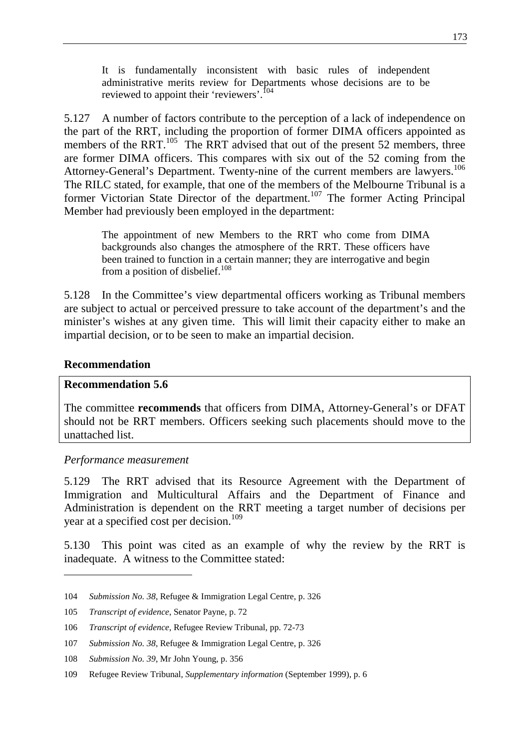> It is fundamentally inconsistent with basic rules of independent administrative merits review for Departments whose decisions are to be reviewed to appoint their 'reviewers'.[104]

5.127 A number of factors contribute to the perception of a lack of independence on the part of the RRT, including the proportion of former DIMA officers appointed as members of the RRT.[105] The RRT advised that out of the present 52 members, three are former DIMA officers. This compares with six out of the 52 coming from the Attorney-General's Department. Twenty-nine of the current members are lawyers.[106] The RILC stated, for example, that one of the members of the Melbourne Tribunal is a former Victorian State Director of the department.[107] The former Acting Principal Member had previously been employed in the department:

> The appointment of new Members to the RRT who come from DIMA backgrounds also changes the atmosphere of the RRT. These officers have been trained to function in a certain manner; they are interrogative and begin from a position of disbelief.[108]

5.128 In the Committee's view departmental officers working as Tribunal members are subject to actual or perceived pressure to take account of the department's and the minister's wishes at any given time. This will limit their capacity either to make an impartial decision, or to be seen to make an impartial decision.

**Recommendation**

**Recommendation 5.6**

The committee **recommends** that officers from DIMA, Attorney-General's or DFAT should not be RRT members. Officers seeking such placements should move to the unattached list.

*Performance measurement*

5.129 The RRT advised that its Resource Agreement with the Department of Immigration and Multicultural Affairs and the Department of Finance and Administration is dependent on the RRT meeting a target number of decisions per year at a specified cost per decision.[109]

5.130 This point was cited as an example of why the review by the RRT is inadequate. A witness to the Committee stated:

---

104 *Submission No. 38*, Refugee & Immigration Legal Centre, p. 326

105 *Transcript of evidence*, Senator Payne, p. 72

106 *Transcript of evidence*, Refugee Review Tribunal, pp. 72-73

107 *Submission No. 38*, Refugee & Immigration Legal Centre, p. 326

108 *Submission No. 39*, Mr John Young, p. 356

109 Refugee Review Tribunal, *Supplementary information* (September 1999), p. 6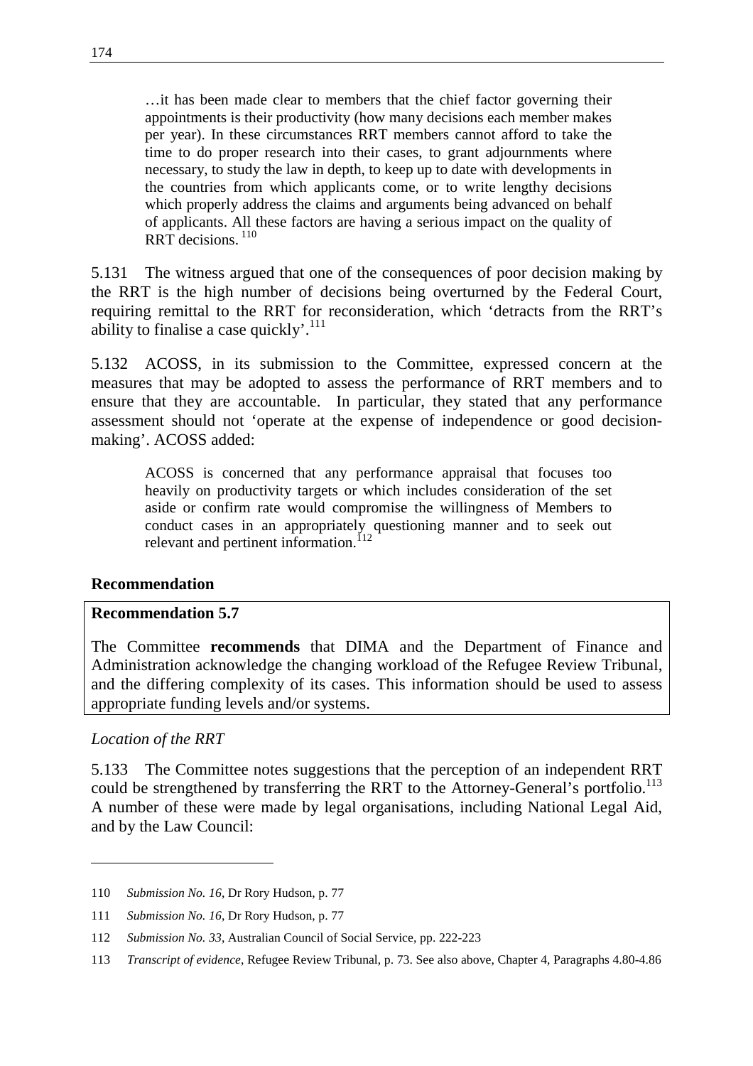> …it has been made clear to members that the chief factor governing their appointments is their productivity (how many decisions each member makes per year). In these circumstances RRT members cannot afford to take the time to do proper research into their cases, to grant adjournments where necessary, to study the law in depth, to keep up to date with developments in the countries from which applicants come, or to write lengthy decisions which properly address the claims and arguments being advanced on behalf of applicants. All these factors are having a serious impact on the quality of RRT decisions.[110]

5.131 The witness argued that one of the consequences of poor decision making by the RRT is the high number of decisions being overturned by the Federal Court, requiring remittal to the RRT for reconsideration, which 'detracts from the RRT's ability to finalise a case quickly'.[111]

5.132 ACOSS, in its submission to the Committee, expressed concern at the measures that may be adopted to assess the performance of RRT members and to ensure that they are accountable. In particular, they stated that any performance assessment should not 'operate at the expense of independence or good decision-making'. ACOSS added:

> ACOSS is concerned that any performance appraisal that focuses too heavily on productivity targets or which includes consideration of the set aside or confirm rate would compromise the willingness of Members to conduct cases in an appropriately questioning manner and to seek out relevant and pertinent information.[112]

**Recommendation**

**Recommendation 5.7**

The Committee **recommends** that DIMA and the Department of Finance and Administration acknowledge the changing workload of the Refugee Review Tribunal, and the differing complexity of its cases. This information should be used to assess appropriate funding levels and/or systems.

*Location of the RRT*

5.133 The Committee notes suggestions that the perception of an independent RRT could be strengthened by transferring the RRT to the Attorney-General's portfolio.[113] A number of these were made by legal organisations, including National Legal Aid, and by the Law Council:

---

110 *Submission No. 16*, Dr Rory Hudson, p. 77

111 *Submission No. 16*, Dr Rory Hudson, p. 77

112 *Submission No. 33*, Australian Council of Social Service, pp. 222-223

113 *Transcript of evidence*, Refugee Review Tribunal, p. 73. See also above, Chapter 4, Paragraphs 4.80-4.86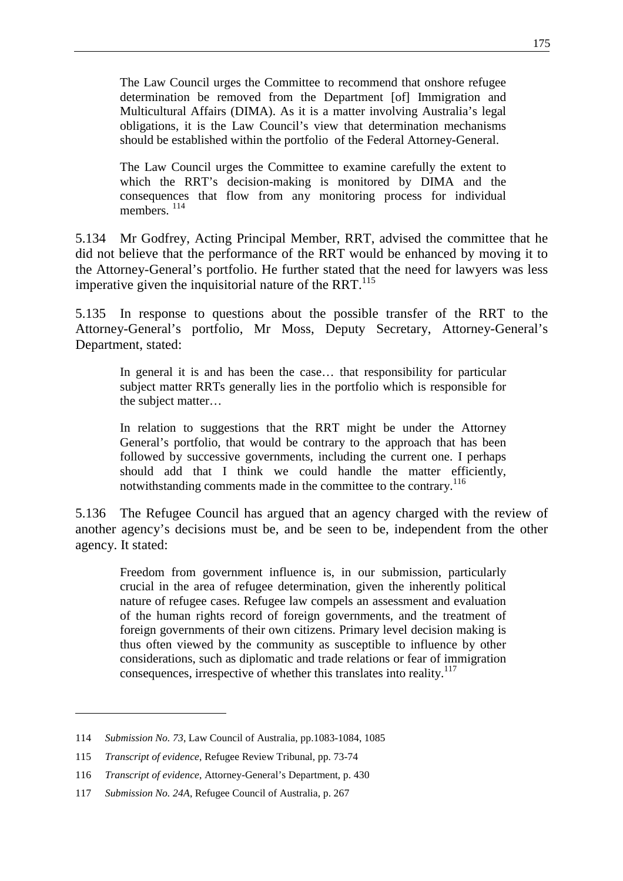> The Law Council urges the Committee to recommend that onshore refugee determination be removed from the Department [of] Immigration and Multicultural Affairs (DIMA). As it is a matter involving Australia's legal obligations, it is the Law Council's view that determination mechanisms should be established within the portfolio of the Federal Attorney-General.
>
> The Law Council urges the Committee to examine carefully the extent to which the RRT's decision-making is monitored by DIMA and the consequences that flow from any monitoring process for individual members. [114]

5.134 Mr Godfrey, Acting Principal Member, RRT, advised the committee that he did not believe that the performance of the RRT would be enhanced by moving it to the Attorney-General's portfolio. He further stated that the need for lawyers was less imperative given the inquisitorial nature of the RRT.[115]

5.135 In response to questions about the possible transfer of the RRT to the Attorney-General's portfolio, Mr Moss, Deputy Secretary, Attorney-General's Department, stated:

> In general it is and has been the case… that responsibility for particular subject matter RRTs generally lies in the portfolio which is responsible for the subject matter…
>
> In relation to suggestions that the RRT might be under the Attorney General's portfolio, that would be contrary to the approach that has been followed by successive governments, including the current one. I perhaps should add that I think we could handle the matter efficiently, notwithstanding comments made in the committee to the contrary.[116]

5.136 The Refugee Council has argued that an agency charged with the review of another agency's decisions must be, and be seen to be, independent from the other agency. It stated:

> Freedom from government influence is, in our submission, particularly crucial in the area of refugee determination, given the inherently political nature of refugee cases. Refugee law compels an assessment and evaluation of the human rights record of foreign governments, and the treatment of foreign governments of their own citizens. Primary level decision making is thus often viewed by the community as susceptible to influence by other considerations, such as diplomatic and trade relations or fear of immigration consequences, irrespective of whether this translates into reality.[117]

---

114 *Submission No. 73*, Law Council of Australia, pp.1083-1084, 1085

115 *Transcript of evidence*, Refugee Review Tribunal, pp. 73-74

116 *Transcript of evidence*, Attorney-General's Department, p. 430

117 *Submission No. 24A*, Refugee Council of Australia, p. 267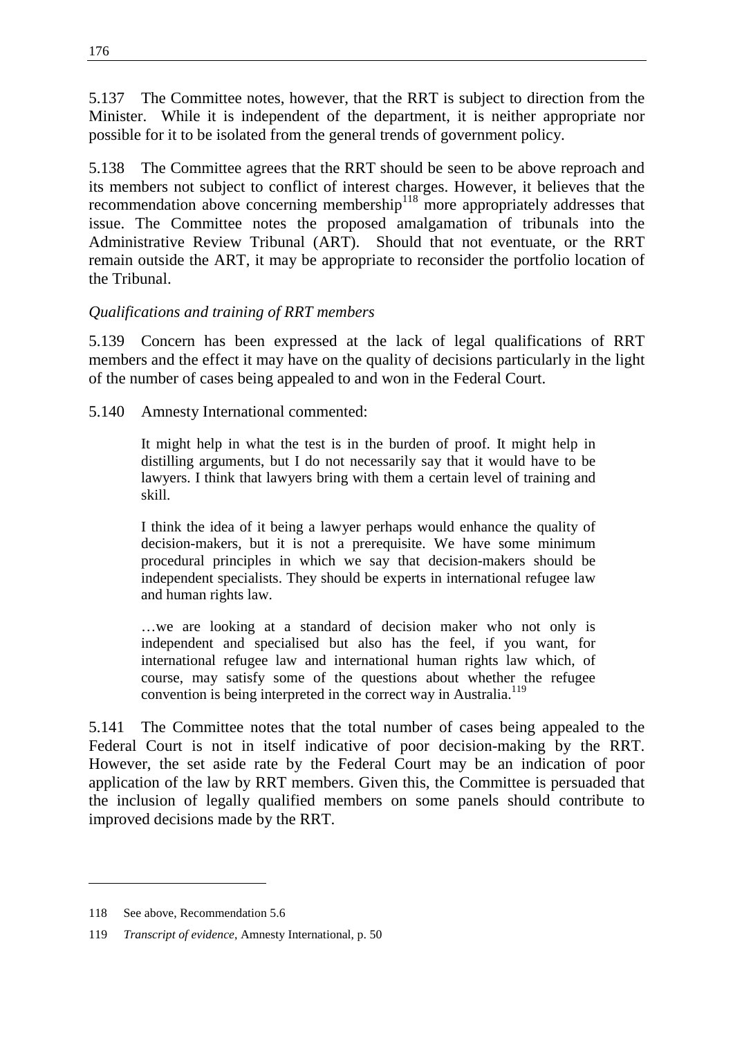5.137 The Committee notes, however, that the RRT is subject to direction from the Minister. While it is independent of the department, it is neither appropriate nor possible for it to be isolated from the general trends of government policy.

5.138 The Committee agrees that the RRT should be seen to be above reproach and its members not subject to conflict of interest charges. However, it believes that the recommendation above concerning membership[118] more appropriately addresses that issue. The Committee notes the proposed amalgamation of tribunals into the Administrative Review Tribunal (ART). Should that not eventuate, or the RRT remain outside the ART, it may be appropriate to reconsider the portfolio location of the Tribunal.

*Qualifications and training of RRT members*

5.139 Concern has been expressed at the lack of legal qualifications of RRT members and the effect it may have on the quality of decisions particularly in the light of the number of cases being appealed to and won in the Federal Court.

5.140 Amnesty International commented:

> It might help in what the test is in the burden of proof. It might help in distilling arguments, but I do not necessarily say that it would have to be lawyers. I think that lawyers bring with them a certain level of training and skill.
>
> I think the idea of it being a lawyer perhaps would enhance the quality of decision-makers, but it is not a prerequisite. We have some minimum procedural principles in which we say that decision-makers should be independent specialists. They should be experts in international refugee law and human rights law.
>
> …we are looking at a standard of decision maker who not only is independent and specialised but also has the feel, if you want, for international refugee law and international human rights law which, of course, may satisfy some of the questions about whether the refugee convention is being interpreted in the correct way in Australia.[119]

5.141 The Committee notes that the total number of cases being appealed to the Federal Court is not in itself indicative of poor decision-making by the RRT. However, the set aside rate by the Federal Court may be an indication of poor application of the law by RRT members. Given this, the Committee is persuaded that the inclusion of legally qualified members on some panels should contribute to improved decisions made by the RRT.

---

118 See above, Recommendation 5.6

119 *Transcript of evidence*, Amnesty International, p. 50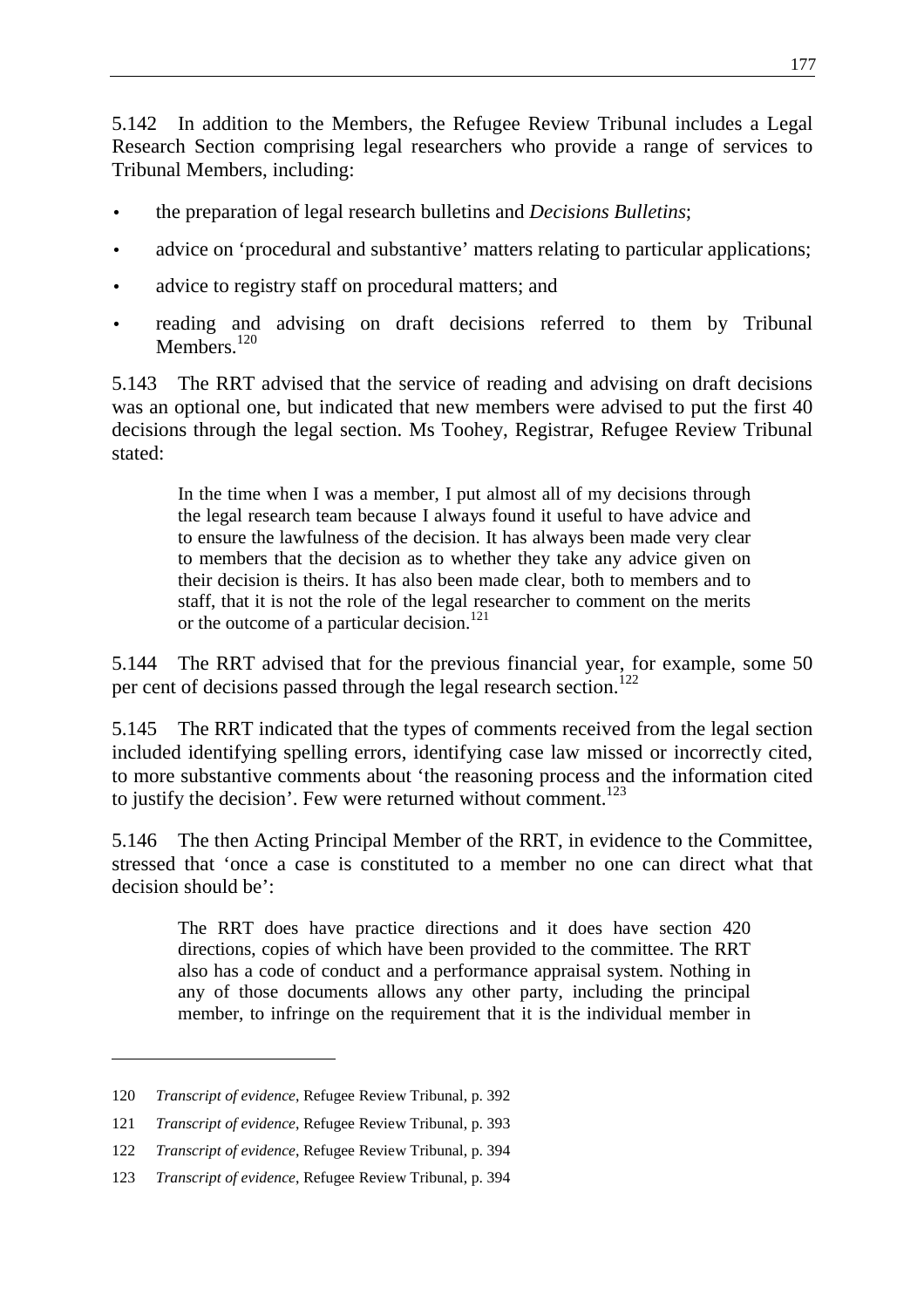5.142 In addition to the Members, the Refugee Review Tribunal includes a Legal Research Section comprising legal researchers who provide a range of services to Tribunal Members, including:

- the preparation of legal research bulletins and *Decisions Bulletins*;
- advice on 'procedural and substantive' matters relating to particular applications;
- advice to registry staff on procedural matters; and
- reading and advising on draft decisions referred to them by Tribunal Members.[120]

5.143 The RRT advised that the service of reading and advising on draft decisions was an optional one, but indicated that new members were advised to put the first 40 decisions through the legal section. Ms Toohey, Registrar, Refugee Review Tribunal stated:

> In the time when I was a member, I put almost all of my decisions through the legal research team because I always found it useful to have advice and to ensure the lawfulness of the decision. It has always been made very clear to members that the decision as to whether they take any advice given on their decision is theirs. It has also been made clear, both to members and to staff, that it is not the role of the legal researcher to comment on the merits or the outcome of a particular decision.[121]

5.144 The RRT advised that for the previous financial year, for example, some 50 per cent of decisions passed through the legal research section.[122]

5.145 The RRT indicated that the types of comments received from the legal section included identifying spelling errors, identifying case law missed or incorrectly cited, to more substantive comments about 'the reasoning process and the information cited to justify the decision'. Few were returned without comment.[123]

5.146 The then Acting Principal Member of the RRT, in evidence to the Committee, stressed that 'once a case is constituted to a member no one can direct what that decision should be':

> The RRT does have practice directions and it does have section 420 directions, copies of which have been provided to the committee. The RRT also has a code of conduct and a performance appraisal system. Nothing in any of those documents allows any other party, including the principal member, to infringe on the requirement that it is the individual member in

---

120 *Transcript of evidence*, Refugee Review Tribunal, p. 392

121 *Transcript of evidence*, Refugee Review Tribunal, p. 393

122 *Transcript of evidence*, Refugee Review Tribunal, p. 394

123 *Transcript of evidence*, Refugee Review Tribunal, p. 394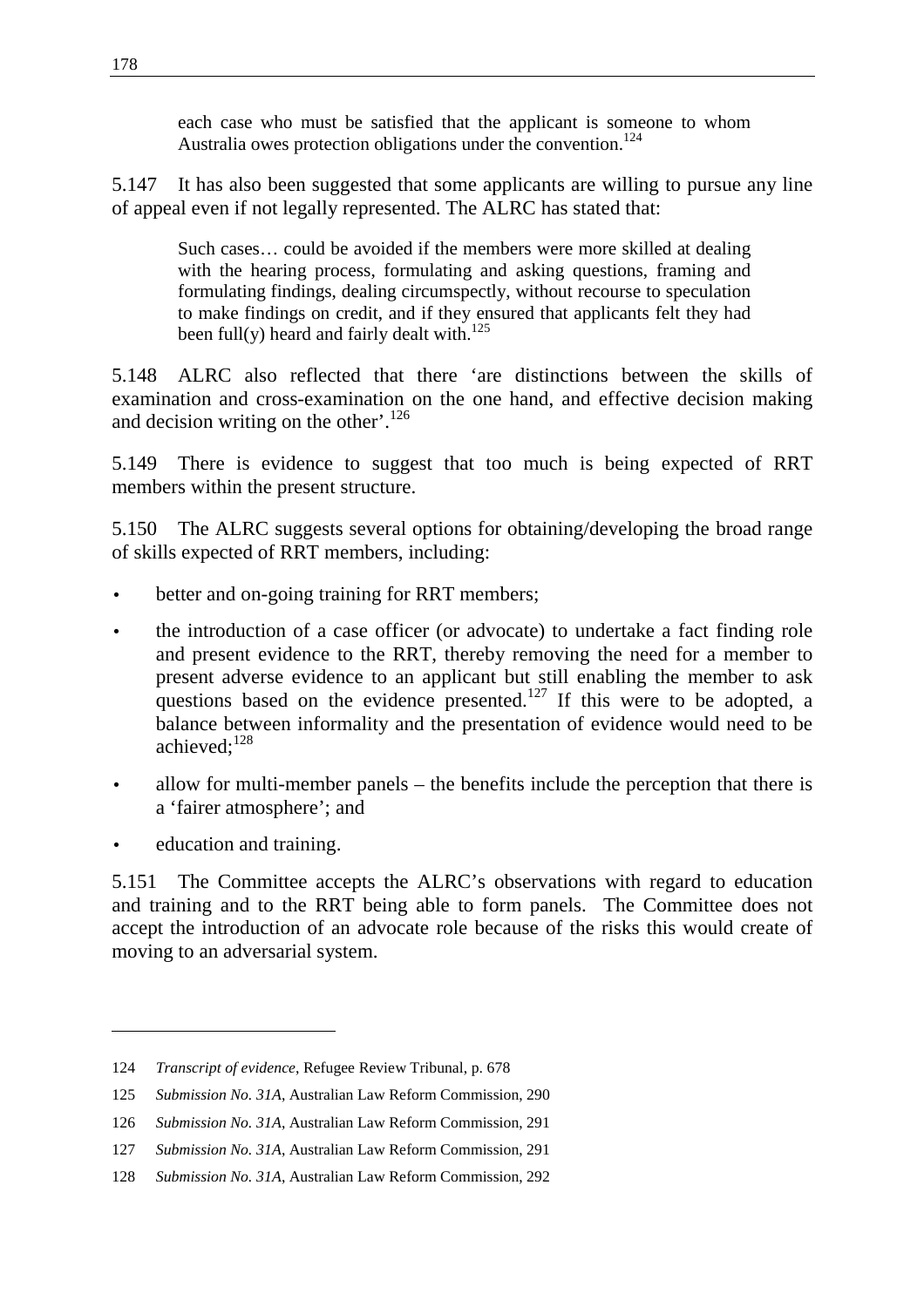> each case who must be satisfied that the applicant is someone to whom Australia owes protection obligations under the convention.[124]

5.147 It has also been suggested that some applicants are willing to pursue any line of appeal even if not legally represented. The ALRC has stated that:

> Such cases… could be avoided if the members were more skilled at dealing with the hearing process, formulating and asking questions, framing and formulating findings, dealing circumspectly, without recourse to speculation to make findings on credit, and if they ensured that applicants felt they had been full(y) heard and fairly dealt with.[125]

5.148 ALRC also reflected that there 'are distinctions between the skills of examination and cross-examination on the one hand, and effective decision making and decision writing on the other'.[126]

5.149 There is evidence to suggest that too much is being expected of RRT members within the present structure.

5.150 The ALRC suggests several options for obtaining/developing the broad range of skills expected of RRT members, including:

- better and on-going training for RRT members;
- the introduction of a case officer (or advocate) to undertake a fact finding role and present evidence to the RRT, thereby removing the need for a member to present adverse evidence to an applicant but still enabling the member to ask questions based on the evidence presented.[127] If this were to be adopted, a balance between informality and the presentation of evidence would need to be achieved;[128]
- allow for multi-member panels – the benefits include the perception that there is a 'fairer atmosphere'; and
- education and training.

5.151 The Committee accepts the ALRC's observations with regard to education and training and to the RRT being able to form panels. The Committee does not accept the introduction of an advocate role because of the risks this would create of moving to an adversarial system.

---

124 *Transcript of evidence*, Refugee Review Tribunal, p. 678

125 *Submission No. 31A*, Australian Law Reform Commission, 290

126 *Submission No. 31A*, Australian Law Reform Commission, 291

127 *Submission No. 31A*, Australian Law Reform Commission, 291

128 *Submission No. 31A*, Australian Law Reform Commission, 292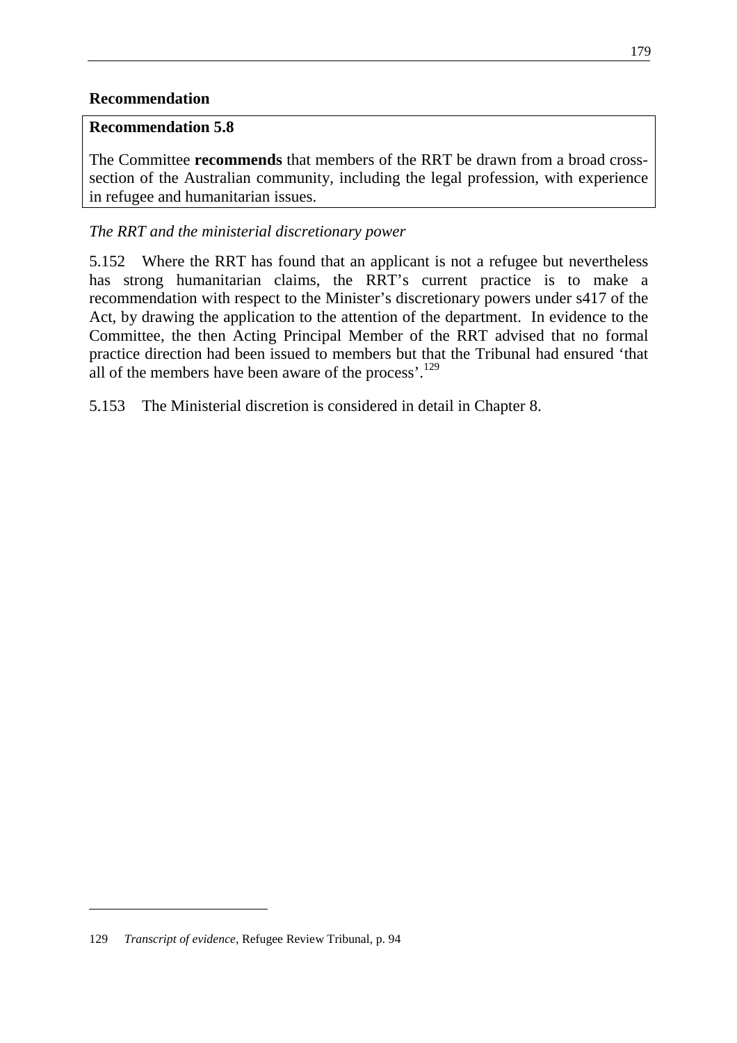**Recommendation**

**Recommendation 5.8**

The Committee **recommends** that members of the RRT be drawn from a broad cross-section of the Australian community, including the legal profession, with experience in refugee and humanitarian issues.

*The RRT and the ministerial discretionary power*

5.152 Where the RRT has found that an applicant is not a refugee but nevertheless has strong humanitarian claims, the RRT's current practice is to make a recommendation with respect to the Minister's discretionary powers under s417 of the Act, by drawing the application to the attention of the department. In evidence to the Committee, the then Acting Principal Member of the RRT advised that no formal practice direction had been issued to members but that the Tribunal had ensured 'that all of the members have been aware of the process'.[129]

5.153 The Ministerial discretion is considered in detail in Chapter 8.

---

129 *Transcript of evidence*, Refugee Review Tribunal, p. 94